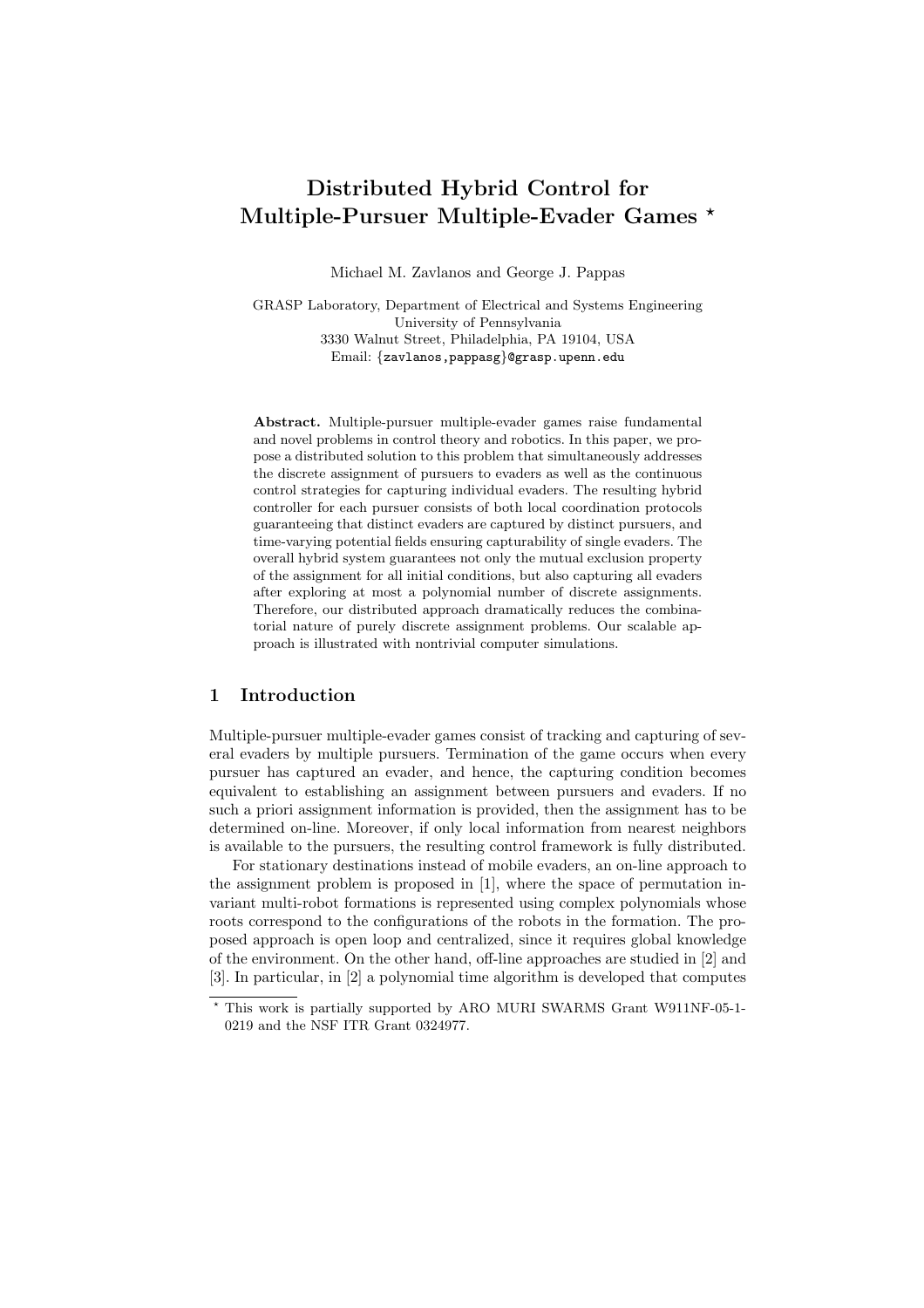# Distributed Hybrid Control for Multiple-Pursuer Multiple-Evader Games ⋆

Michael M. Zavlanos and George J. Pappas

GRASP Laboratory, Department of Electrical and Systems Engineering
University of Pennsylvania
3330 Walnut Street, Philadelphia, PA 19104, USA
Email: {zavlanos,pappasg}@grasp.upenn.edu

**Abstract.** Multiple-pursuer multiple-evader games raise fundamental and novel problems in control theory and robotics. In this paper, we propose a distributed solution to this problem that simultaneously addresses the discrete assignment of pursuers to evaders as well as the continuous control strategies for capturing individual evaders. The resulting hybrid controller for each pursuer consists of both local coordination protocols guaranteeing that distinct evaders are captured by distinct pursuers, and time-varying potential fields ensuring capturability of single evaders. The overall hybrid system guarantees not only the mutual exclusion property of the assignment for all initial conditions, but also capturing all evaders after exploring at most a polynomial number of discrete assignments. Therefore, our distributed approach dramatically reduces the combinatorial nature of purely discrete assignment problems. Our scalable approach is illustrated with nontrivial computer simulations.

## 1 Introduction

Multiple-pursuer multiple-evader games consist of tracking and capturing of several evaders by multiple pursuers. Termination of the game occurs when every pursuer has captured an evader, and hence, the capturing condition becomes equivalent to establishing an assignment between pursuers and evaders. If no such a priori assignment information is provided, then the assignment has to be determined on-line. Moreover, if only local information from nearest neighbors is available to the pursuers, the resulting control framework is fully distributed.

For stationary destinations instead of mobile evaders, an on-line approach to the assignment problem is proposed in [1], where the space of permutation invariant multi-robot formations is represented using complex polynomials whose roots correspond to the configurations of the robots in the formation. The proposed approach is open loop and centralized, since it requires global knowledge of the environment. On the other hand, off-line approaches are studied in [2] and [3]. In particular, in [2] a polynomial time algorithm is developed that computes

⋆ This work is partially supported by ARO MURI SWARMS Grant W911NF-05-1-0219 and the NSF ITR Grant 0324977.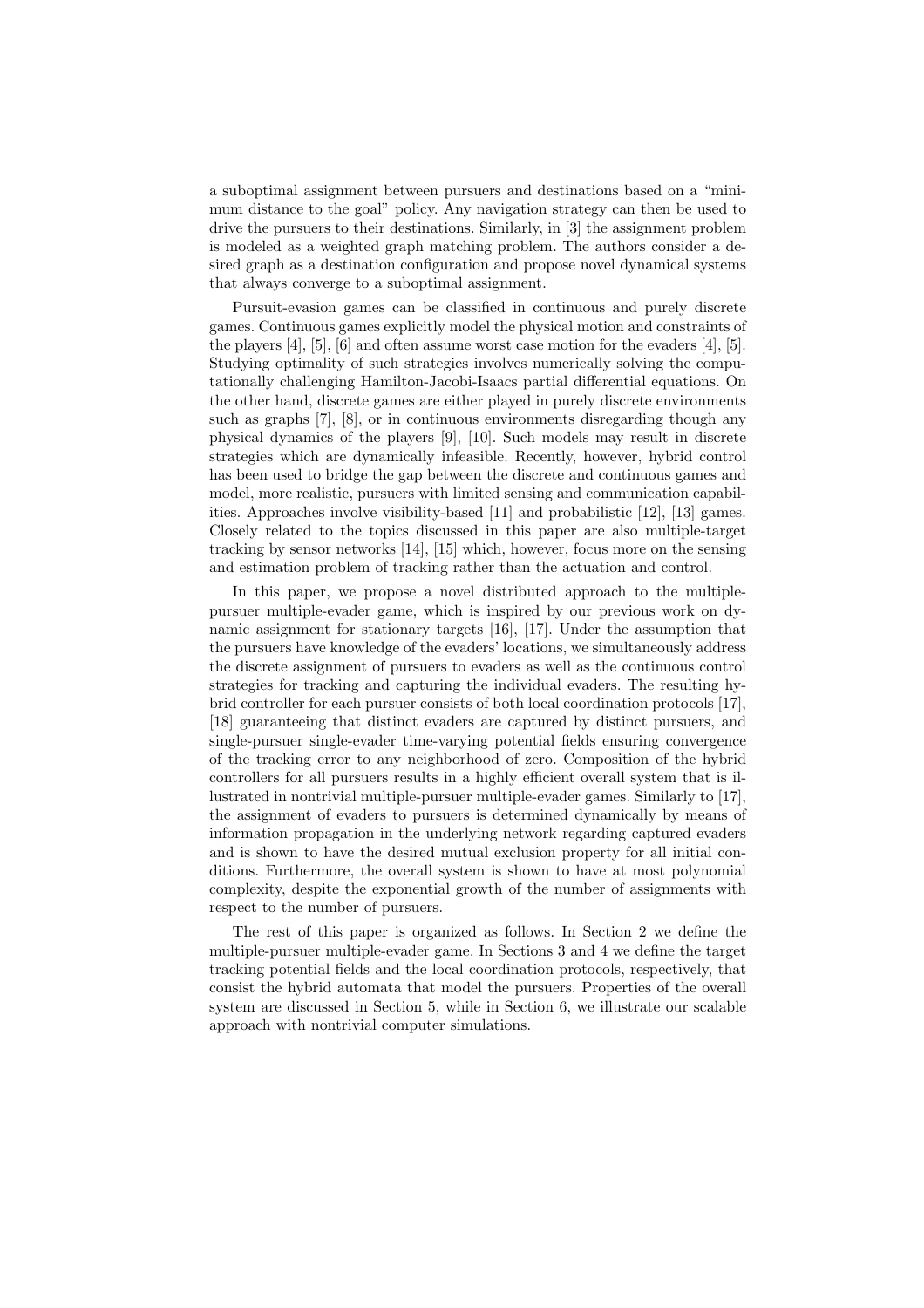a suboptimal assignment between pursuers and destinations based on a "minimum distance to the goal" policy. Any navigation strategy can then be used to drive the pursuers to their destinations. Similarly, in [3] the assignment problem is modeled as a weighted graph matching problem. The authors consider a desired graph as a destination configuration and propose novel dynamical systems that always converge to a suboptimal assignment.

Pursuit-evasion games can be classified in continuous and purely discrete games. Continuous games explicitly model the physical motion and constraints of the players [4], [5], [6] and often assume worst case motion for the evaders [4], [5]. Studying optimality of such strategies involves numerically solving the computationally challenging Hamilton-Jacobi-Isaacs partial differential equations. On the other hand, discrete games are either played in purely discrete environments such as graphs [7], [8], or in continuous environments disregarding though any physical dynamics of the players [9], [10]. Such models may result in discrete strategies which are dynamically infeasible. Recently, however, hybrid control has been used to bridge the gap between the discrete and continuous games and model, more realistic, pursuers with limited sensing and communication capabilities. Approaches involve visibility-based [11] and probabilistic [12], [13] games. Closely related to the topics discussed in this paper are also multiple-target tracking by sensor networks [14], [15] which, however, focus more on the sensing and estimation problem of tracking rather than the actuation and control.

In this paper, we propose a novel distributed approach to the multiple-pursuer multiple-evader game, which is inspired by our previous work on dynamic assignment for stationary targets [16], [17]. Under the assumption that the pursuers have knowledge of the evaders' locations, we simultaneously address the discrete assignment of pursuers to evaders as well as the continuous control strategies for tracking and capturing the individual evaders. The resulting hybrid controller for each pursuer consists of both local coordination protocols [17], [18] guaranteeing that distinct evaders are captured by distinct pursuers, and single-pursuer single-evader time-varying potential fields ensuring convergence of the tracking error to any neighborhood of zero. Composition of the hybrid controllers for all pursuers results in a highly efficient overall system that is illustrated in nontrivial multiple-pursuer multiple-evader games. Similarly to [17], the assignment of evaders to pursuers is determined dynamically by means of information propagation in the underlying network regarding captured evaders and is shown to have the desired mutual exclusion property for all initial conditions. Furthermore, the overall system is shown to have at most polynomial complexity, despite the exponential growth of the number of assignments with respect to the number of pursuers.

The rest of this paper is organized as follows. In Section 2 we define the multiple-pursuer multiple-evader game. In Sections 3 and 4 we define the target tracking potential fields and the local coordination protocols, respectively, that consist the hybrid automata that model the pursuers. Properties of the overall system are discussed in Section 5, while in Section 6, we illustrate our scalable approach with nontrivial computer simulations.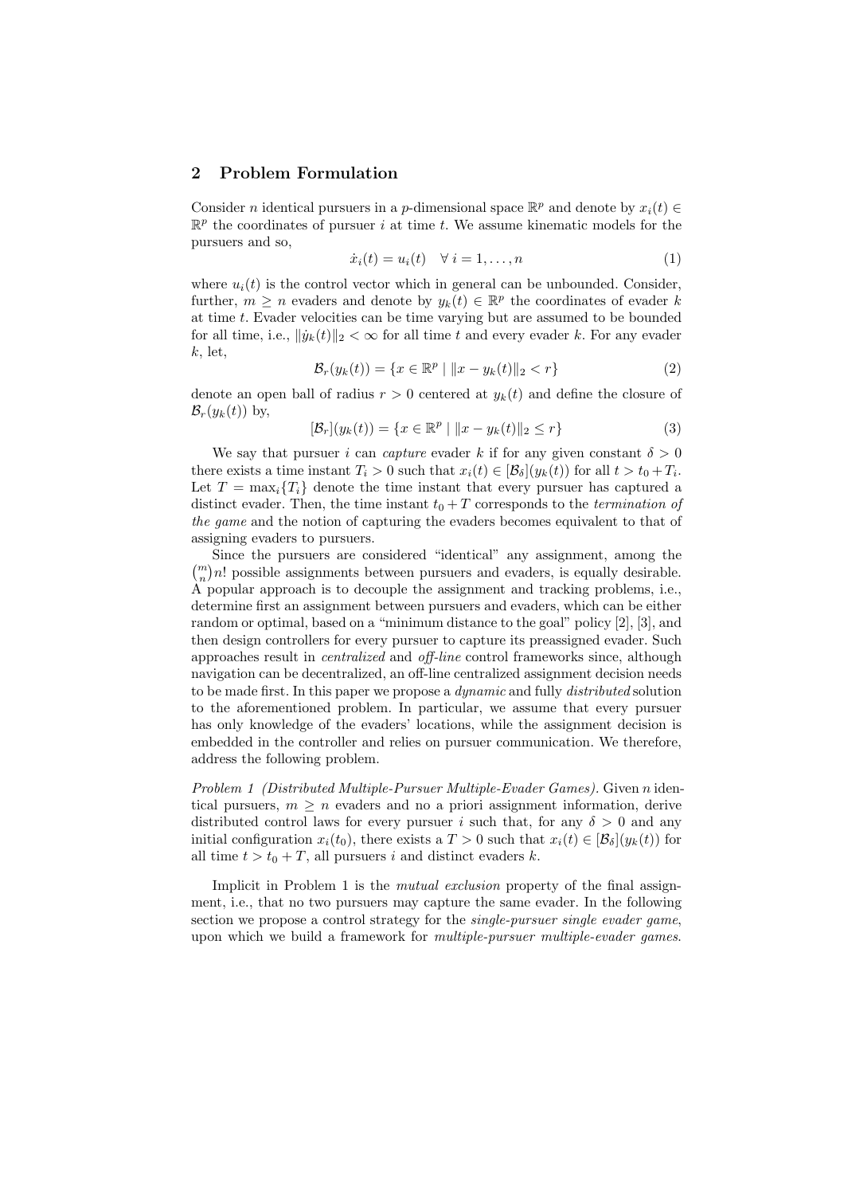## 2 Problem Formulation

Consider $n$ identical pursuers in a $p$-dimensional space $\mathbb{R}^p$ and denote by $x_i(t) \in \mathbb{R}^p$ the coordinates of pursuer $i$ at time $t$. We assume kinematic models for the pursuers and so,

$$\dot{x}_i(t) = u_i(t) \quad \forall\, i = 1, \ldots, n \tag{1}$$

where $u_i(t)$ is the control vector which in general can be unbounded. Consider, further, $m \geq n$ evaders and denote by $y_k(t) \in \mathbb{R}^p$ the coordinates of evader $k$ at time $t$. Evader velocities can be time varying but are assumed to be bounded for all time, i.e., $\|\dot{y}_k(t)\|_2 < \infty$ for all time $t$ and every evader $k$. For any evader $k$, let,

$$\mathcal{B}_r(y_k(t)) = \{x \in \mathbb{R}^p \mid \|x - y_k(t)\|_2 < r\} \tag{2}$$

denote an open ball of radius $r > 0$ centered at $y_k(t)$ and define the closure of $\mathcal{B}_r(y_k(t))$ by,

$$[\mathcal{B}_r](y_k(t)) = \{x \in \mathbb{R}^p \mid \|x - y_k(t)\|_2 \leq r\} \tag{3}$$

We say that pursuer $i$ can *capture* evader $k$ if for any given constant $\delta > 0$ there exists a time instant $T_i > 0$ such that $x_i(t) \in [\mathcal{B}_\delta](y_k(t))$ for all $t > t_0 + T_i$. Let $T = \max_i\{T_i\}$ denote the time instant that every pursuer has captured a distinct evader. Then, the time instant $t_0 + T$ corresponds to the *termination of the game* and the notion of capturing the evaders becomes equivalent to that of assigning evaders to pursuers.

Since the pursuers are considered "identical" any assignment, among the $\binom{m}{n}n!$ possible assignments between pursuers and evaders, is equally desirable. A popular approach is to decouple the assignment and tracking problems, i.e., determine first an assignment between pursuers and evaders, which can be either random or optimal, based on a "minimum distance to the goal" policy [2], [3], and then design controllers for every pursuer to capture its preassigned evader. Such approaches result in *centralized* and *off-line* control frameworks since, although navigation can be decentralized, an off-line centralized assignment decision needs to be made first. In this paper we propose a *dynamic* and fully *distributed* solution to the aforementioned problem. In particular, we assume that every pursuer has only knowledge of the evaders' locations, while the assignment decision is embedded in the controller and relies on pursuer communication. We therefore, address the following problem.

*Problem 1 (Distributed Multiple-Pursuer Multiple-Evader Games).* Given $n$ identical pursuers, $m \geq n$ evaders and no a priori assignment information, derive distributed control laws for every pursuer $i$ such that, for any $\delta > 0$ and any initial configuration $x_i(t_0)$, there exists a $T > 0$ such that $x_i(t) \in [\mathcal{B}_\delta](y_k(t))$ for all time $t > t_0 + T$, all pursuers $i$ and distinct evaders $k$.

Implicit in Problem 1 is the *mutual exclusion* property of the final assignment, i.e., that no two pursuers may capture the same evader. In the following section we propose a control strategy for the *single-pursuer single evader game*, upon which we build a framework for *multiple-pursuer multiple-evader games*.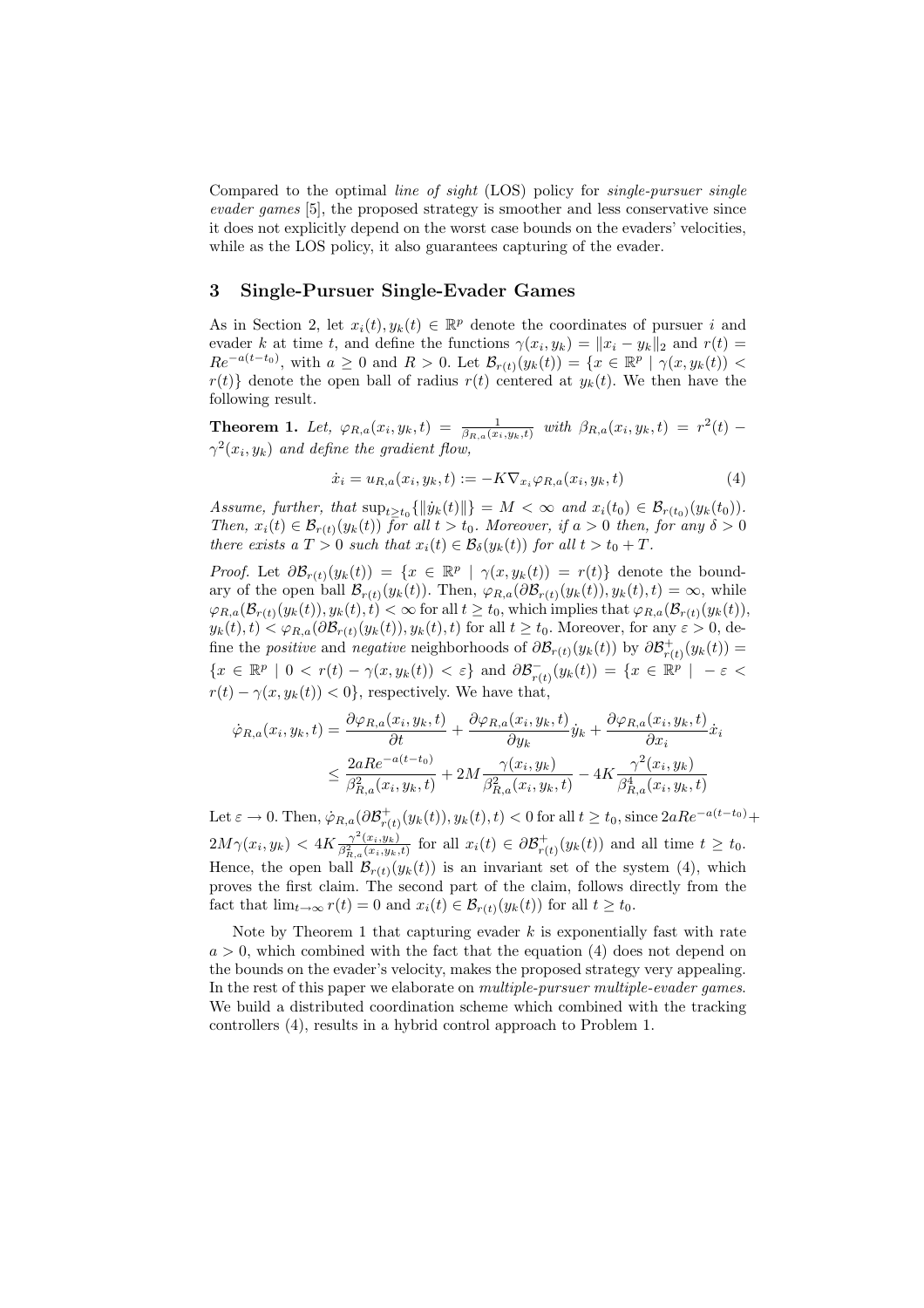Compared to the optimal *line of sight* (LOS) policy for *single-pursuer single evader games* [5], the proposed strategy is smoother and less conservative since it does not explicitly depend on the worst case bounds on the evaders' velocities, while as the LOS policy, it also guarantees capturing of the evader.

## 3 Single-Pursuer Single-Evader Games

As in Section 2, let $x_i(t), y_k(t) \in \mathbb{R}^p$ denote the coordinates of pursuer $i$ and evader $k$ at time $t$, and define the functions $\gamma(x_i, y_k) = \|x_i - y_k\|_2$ and $r(t) = Re^{-a(t-t_0)}$, with $a \geq 0$ and $R > 0$. Let $\mathcal{B}_{r(t)}(y_k(t)) = \{x \in \mathbb{R}^p \mid \gamma(x, y_k(t)) < r(t)\}$ denote the open ball of radius $r(t)$ centered at $y_k(t)$. We then have the following result.

**Theorem 1.** *Let,* $\varphi_{R,a}(x_i, y_k, t) = \frac{1}{\beta_{R,a}(x_i, y_k, t)}$ *with* $\beta_{R,a}(x_i, y_k, t) = r^2(t) - \gamma^2(x_i, y_k)$ *and define the gradient flow,*

$$\dot{x}_i = u_{R,a}(x_i, y_k, t) := -K \nabla_{x_i} \varphi_{R,a}(x_i, y_k, t) \tag{4}$$

*Assume, further, that* $\sup_{t \geq t_0}\{\|\dot{y}_k(t)\|\} = M < \infty$ *and* $x_i(t_0) \in \mathcal{B}_{r(t_0)}(y_k(t_0))$. *Then,* $x_i(t) \in \mathcal{B}_{r(t)}(y_k(t))$ *for all* $t > t_0$. *Moreover, if* $a > 0$ *then, for any* $\delta > 0$ *there exists a* $T > 0$ *such that* $x_i(t) \in \mathcal{B}_\delta(y_k(t))$ *for all* $t > t_0 + T$.

*Proof.* Let $\partial\mathcal{B}_{r(t)}(y_k(t)) = \{x \in \mathbb{R}^p \mid \gamma(x, y_k(t)) = r(t)\}$ denote the boundary of the open ball $\mathcal{B}_{r(t)}(y_k(t))$. Then, $\varphi_{R,a}(\partial\mathcal{B}_{r(t)}(y_k(t)), y_k(t), t) = \infty$, while $\varphi_{R,a}(\mathcal{B}_{r(t)}(y_k(t)), y_k(t), t) < \infty$ for all $t \geq t_0$, which implies that $\varphi_{R,a}(\mathcal{B}_{r(t)}(y_k(t)), y_k(t), t) < \varphi_{R,a}(\partial\mathcal{B}_{r(t)}(y_k(t)), y_k(t), t)$ for all $t \geq t_0$. Moreover, for any $\varepsilon > 0$, define the *positive* and *negative* neighborhoods of $\partial\mathcal{B}_{r(t)}(y_k(t))$ by $\partial\mathcal{B}^+_{r(t)}(y_k(t)) = \{x \in \mathbb{R}^p \mid 0 < r(t) - \gamma(x, y_k(t)) < \varepsilon\}$ and $\partial\mathcal{B}^-_{r(t)}(y_k(t)) = \{x \in \mathbb{R}^p \mid -\varepsilon < r(t) - \gamma(x, y_k(t)) < 0\}$, respectively. We have that,

$$\begin{aligned}
\dot{\varphi}_{R,a}(x_i, y_k, t) &= \frac{\partial \varphi_{R,a}(x_i, y_k, t)}{\partial t} + \frac{\partial \varphi_{R,a}(x_i, y_k, t)}{\partial y_k}\dot{y}_k + \frac{\partial \varphi_{R,a}(x_i, y_k, t)}{\partial x_i}\dot{x}_i \\
&\leq \frac{2aRe^{-a(t-t_0)}}{\beta^2_{R,a}(x_i, y_k, t)} + 2M\frac{\gamma(x_i, y_k)}{\beta^2_{R,a}(x_i, y_k, t)} - 4K\frac{\gamma^2(x_i, y_k)}{\beta^4_{R,a}(x_i, y_k, t)}
\end{aligned}$$

Let $\varepsilon \to 0$. Then, $\dot{\varphi}_{R,a}(\partial\mathcal{B}^+_{r(t)}(y_k(t)), y_k(t), t) < 0$ for all $t \geq t_0$, since $2aRe^{-a(t-t_0)} + 2M\gamma(x_i, y_k) < 4K\frac{\gamma^2(x_i, y_k)}{\beta^2_{R,a}(x_i, y_k, t)}$ for all $x_i(t) \in \partial\mathcal{B}^+_{r(t)}(y_k(t))$ and all time $t \geq t_0$. Hence, the open ball $\mathcal{B}_{r(t)}(y_k(t))$ is an invariant set of the system (4), which proves the first claim. The second part of the claim, follows directly from the fact that $\lim_{t\to\infty} r(t) = 0$ and $x_i(t) \in \mathcal{B}_{r(t)}(y_k(t))$ for all $t \geq t_0$.

Note by Theorem 1 that capturing evader $k$ is exponentially fast with rate $a > 0$, which combined with the fact that the equation (4) does not depend on the bounds on the evader's velocity, makes the proposed strategy very appealing. In the rest of this paper we elaborate on *multiple-pursuer multiple-evader games*. We build a distributed coordination scheme which combined with the tracking controllers (4), results in a hybrid control approach to Problem 1.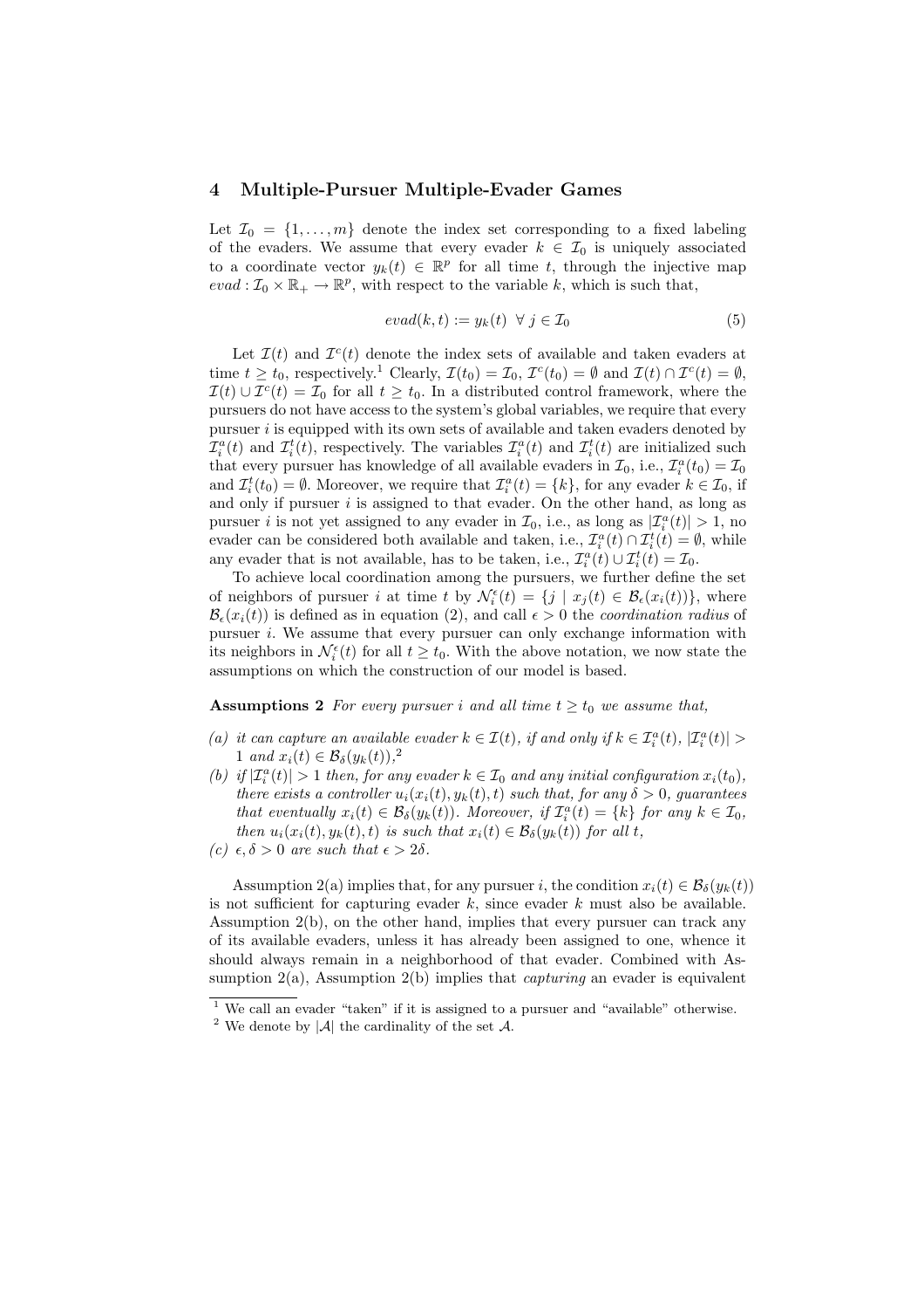## 4 Multiple-Pursuer Multiple-Evader Games

Let $\mathcal{I}_0 = \{1, \ldots, m\}$ denote the index set corresponding to a fixed labeling of the evaders. We assume that every evader $k \in \mathcal{I}_0$ is uniquely associated to a coordinate vector $y_k(t) \in \mathbb{R}^p$ for all time $t$, through the injective map $evad : \mathcal{I}_0 \times \mathbb{R}_+ \to \mathbb{R}^p$, with respect to the variable $k$, which is such that,

$$evad(k, t) := y_k(t) \;\; \forall \; j \in \mathcal{I}_0 \tag{5}$$

Let $\mathcal{I}(t)$ and $\mathcal{I}^c(t)$ denote the index sets of available and taken evaders at time $t \geq t_0$, respectively.[1] Clearly, $\mathcal{I}(t_0) = \mathcal{I}_0$, $\mathcal{I}^c(t_0) = \emptyset$ and $\mathcal{I}(t) \cap \mathcal{I}^c(t) = \emptyset$, $\mathcal{I}(t) \cup \mathcal{I}^c(t) = \mathcal{I}_0$ for all $t \geq t_0$. In a distributed control framework, where the pursuers do not have access to the system's global variables, we require that every pursuer $i$ is equipped with its own sets of available and taken evaders denoted by $\mathcal{I}_i^a(t)$ and $\mathcal{I}_i^t(t)$, respectively. The variables $\mathcal{I}_i^a(t)$ and $\mathcal{I}_i^t(t)$ are initialized such that every pursuer has knowledge of all available evaders in $\mathcal{I}_0$, i.e., $\mathcal{I}_i^a(t_0) = \mathcal{I}_0$ and $\mathcal{I}_i^t(t_0) = \emptyset$. Moreover, we require that $\mathcal{I}_i^a(t) = \{k\}$, for any evader $k \in \mathcal{I}_0$, if and only if pursuer $i$ is assigned to that evader. On the other hand, as long as pursuer $i$ is not yet assigned to any evader in $\mathcal{I}_0$, i.e., as long as $|\mathcal{I}_i^a(t)| > 1$, no evader can be considered both available and taken, i.e., $\mathcal{I}_i^a(t) \cap \mathcal{I}_i^t(t) = \emptyset$, while any evader that is not available, has to be taken, i.e., $\mathcal{I}_i^a(t) \cup \mathcal{I}_i^t(t) = \mathcal{I}_0$.

To achieve local coordination among the pursuers, we further define the set of neighbors of pursuer $i$ at time $t$ by $\mathcal{N}_i^\epsilon(t) = \{j \mid x_j(t) \in \mathcal{B}_\epsilon(x_i(t))\}$, where $\mathcal{B}_\epsilon(x_i(t))$ is defined as in equation (2), and call $\epsilon > 0$ the *coordination radius* of pursuer $i$. We assume that every pursuer can only exchange information with its neighbors in $\mathcal{N}_i^\epsilon(t)$ for all $t \geq t_0$. With the above notation, we now state the assumptions on which the construction of our model is based.

**Assumptions 2** *For every pursuer $i$ and all time $t \geq t_0$ we assume that,*

*(a) it can capture an available evader $k \in \mathcal{I}(t)$, if and only if $k \in \mathcal{I}_i^a(t)$, $|\mathcal{I}_i^a(t)| > 1$ and $x_i(t) \in \mathcal{B}_\delta(y_k(t))$,*[2]

*(b) if $|\mathcal{I}_i^a(t)| > 1$ then, for any evader $k \in \mathcal{I}_0$ and any initial configuration $x_i(t_0)$, there exists a controller $u_i(x_i(t), y_k(t), t)$ such that, for any $\delta > 0$, guarantees that eventually $x_i(t) \in \mathcal{B}_\delta(y_k(t))$. Moreover, if $\mathcal{I}_i^a(t) = \{k\}$ for any $k \in \mathcal{I}_0$, then $u_i(x_i(t), y_k(t), t)$ is such that $x_i(t) \in \mathcal{B}_\delta(y_k(t))$ for all $t$,*

*(c) $\epsilon, \delta > 0$ are such that $\epsilon > 2\delta$.*

Assumption 2(a) implies that, for any pursuer $i$, the condition $x_i(t) \in \mathcal{B}_\delta(y_k(t))$ is not sufficient for capturing evader $k$, since evader $k$ must also be available. Assumption 2(b), on the other hand, implies that every pursuer can track any of its available evaders, unless it has already been assigned to one, whence it should always remain in a neighborhood of that evader. Combined with Assumption 2(a), Assumption 2(b) implies that *capturing* an evader is equivalent

---

[1] We call an evader "taken" if it is assigned to a pursuer and "available" otherwise.

[2] We denote by $|\mathcal{A}|$ the cardinality of the set $\mathcal{A}$.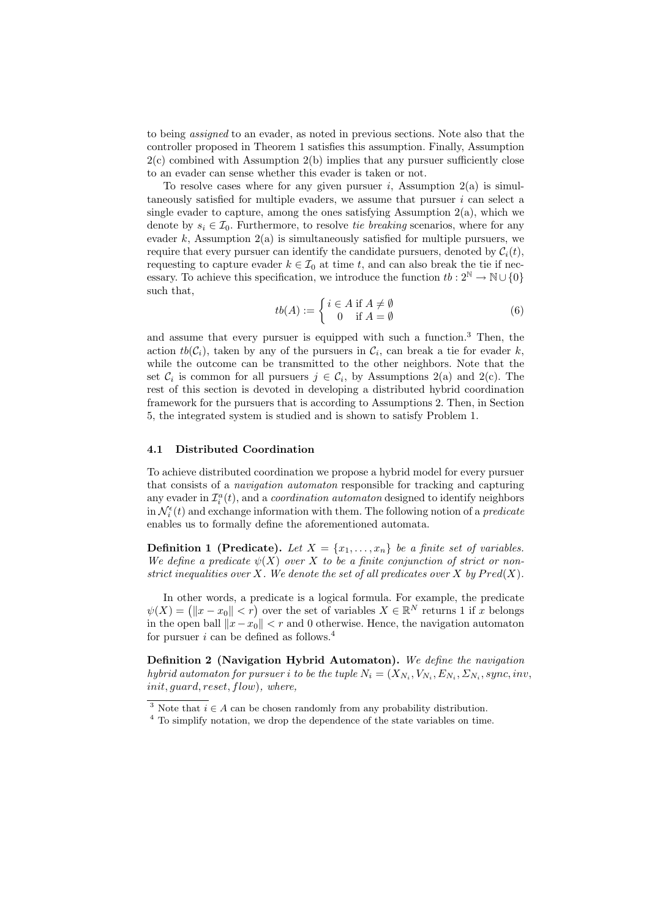to being *assigned* to an evader, as noted in previous sections. Note also that the controller proposed in Theorem 1 satisfies this assumption. Finally, Assumption 2(c) combined with Assumption 2(b) implies that any pursuer sufficiently close to an evader can sense whether this evader is taken or not.

To resolve cases where for any given pursuer $i$, Assumption 2(a) is simultaneously satisfied for multiple evaders, we assume that pursuer $i$ can select a single evader to capture, among the ones satisfying Assumption 2(a), which we denote by $s_i \in \mathcal{I}_0$. Furthermore, to resolve *tie breaking* scenarios, where for any evader $k$, Assumption 2(a) is simultaneously satisfied for multiple pursuers, we require that every pursuer can identify the candidate pursuers, denoted by $\mathcal{C}_i(t)$, requesting to capture evader $k \in \mathcal{I}_0$ at time $t$, and can also break the tie if necessary. To achieve this specification, we introduce the function $tb : 2^{\mathbb{N}} \to \mathbb{N} \cup \{0\}$ such that,

$$tb(A) := \begin{cases} i \in A \text{ if } A \neq \emptyset \\ \;\;0 \quad \text{if } A = \emptyset \end{cases} \tag{6}$$

and assume that every pursuer is equipped with such a function.[3] Then, the action $tb(\mathcal{C}_i)$, taken by any of the pursuers in $\mathcal{C}_i$, can break a tie for evader $k$, while the outcome can be transmitted to the other neighbors. Note that the set $\mathcal{C}_i$ is common for all pursuers $j \in \mathcal{C}_i$, by Assumptions 2(a) and 2(c). The rest of this section is devoted in developing a distributed hybrid coordination framework for the pursuers that is according to Assumptions 2. Then, in Section 5, the integrated system is studied and is shown to satisfy Problem 1.

### 4.1 Distributed Coordination

To achieve distributed coordination we propose a hybrid model for every pursuer that consists of a *navigation automaton* responsible for tracking and capturing any evader in $\mathcal{I}_i^a(t)$, and a *coordination automaton* designed to identify neighbors in $\mathcal{N}_i^\epsilon(t)$ and exchange information with them. The following notion of a *predicate* enables us to formally define the aforementioned automata.

**Definition 1 (Predicate).** *Let $X = \{x_1, \ldots, x_n\}$ be a finite set of variables. We define a predicate $\psi(X)$ over $X$ to be a finite conjunction of strict or non-strict inequalities over $X$. We denote the set of all predicates over $X$ by $Pred(X)$.*

In other words, a predicate is a logical formula. For example, the predicate $\psi(X) = \big(\|x - x_0\| < r\big)$ over the set of variables $X \in \mathbb{R}^N$ returns 1 if $x$ belongs in the open ball $\|x - x_0\| < r$ and 0 otherwise. Hence, the navigation automaton for pursuer $i$ can be defined as follows.[4]

**Definition 2 (Navigation Hybrid Automaton).** *We define the navigation hybrid automaton for pursuer $i$ to be the tuple $N_i = (X_{N_i}, V_{N_i}, E_{N_i}, \Sigma_{N_i}, sync, inv, init, guard, reset, flow)$, where,*

[3] Note that $i \in A$ can be chosen randomly from any probability distribution.

[4] To simplify notation, we drop the dependence of the state variables on time.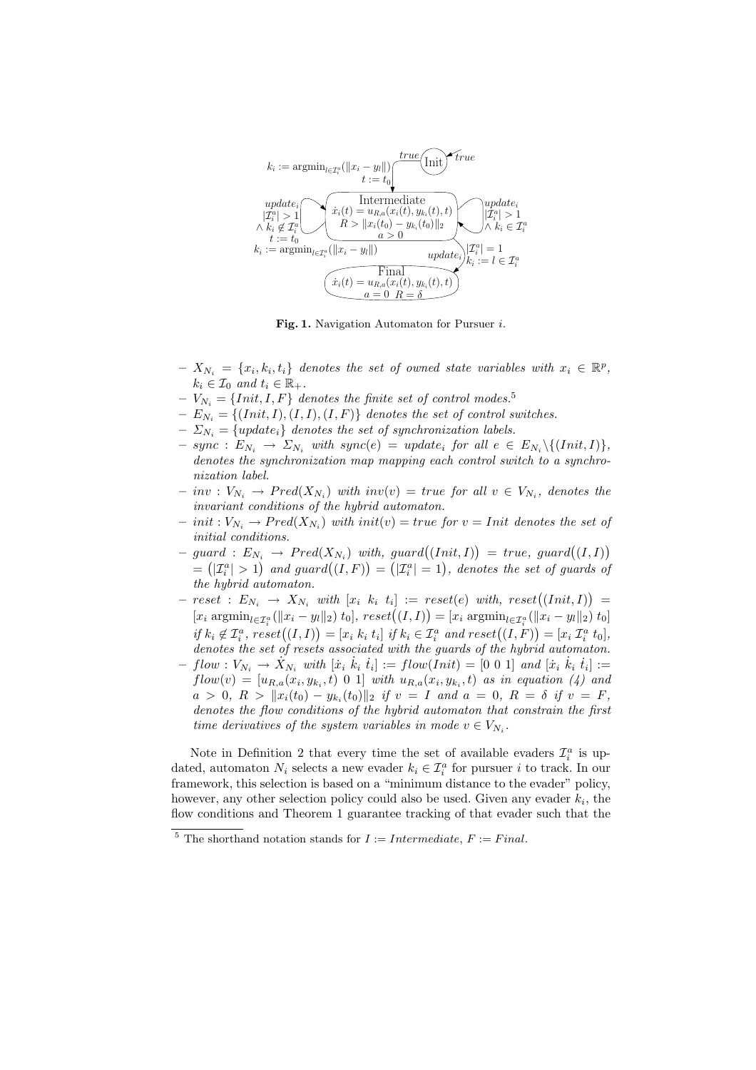**Fig. 1.** Navigation Automaton for Pursuer $i$.

- $X_{N_i} = \{x_i, k_i, t_i\}$ *denotes the set of owned state variables with* $x_i \in \mathbb{R}^p$, $k_i \in \mathcal{I}_0$ *and* $t_i \in \mathbb{R}_+$.
- $V_{N_i} = \{Init, I, F\}$ *denotes the finite set of control modes.*[5]
- $E_{N_i} = \{(Init, I), (I, I), (I, F)\}$ *denotes the set of control switches.*
- $\Sigma_{N_i} = \{update_i\}$ *denotes the set of synchronization labels.*
- $sync : E_{N_i} \to \Sigma_{N_i}$ *with* $sync(e) = update_i$ *for all* $e \in E_{N_i} \backslash \{(Init, I)\}$, *denotes the synchronization map mapping each control switch to a synchronization label.*
- $inv : V_{N_i} \to Pred(X_{N_i})$ *with* $inv(v) = true$ *for all* $v \in V_{N_i}$, *denotes the invariant conditions of the hybrid automaton.*
- $init : V_{N_i} \to Pred(X_{N_i})$ *with* $init(v) = true$ *for* $v = Init$ *denotes the set of initial conditions.*
- $guard : E_{N_i} \to Pred(X_{N_i})$ *with,* $guard\big((Init, I)\big) = true$, $guard\big((I, I)\big) = \big(|\mathcal{I}_i^a| > 1\big)$ *and* $guard\big((I, F)\big) = \big(|\mathcal{I}_i^a| = 1\big)$, *denotes the set of guards of the hybrid automaton.*
- $reset : E_{N_i} \to X_{N_i}$ *with* $[x_i \; k_i \; t_i] := reset(e)$ *with,* $reset\big((Init, I)\big) = [x_i \; \mathrm{argmin}_{l \in \mathcal{I}_i^a}(\|x_i - y_l\|_2) \; t_0]$, $reset\big((I, I)\big) = [x_i \; \mathrm{argmin}_{l \in \mathcal{I}_i^a}(\|x_i - y_l\|_2) \; t_0]$ *if* $k_i \notin \mathcal{I}_i^a$, $reset\big((I, I)\big) = [x_i \; k_i \; t_i]$ *if* $k_i \in \mathcal{I}_i^a$ *and* $reset\big((I, F)\big) = [x_i \; \mathcal{I}_i^a \; t_0]$, *denotes the set of resets associated with the guards of the hybrid automaton.*
- $flow : V_{N_i} \to \dot{X}_{N_i}$ *with* $[\dot{x}_i \; \dot{k}_i \; \dot{t}_i] := flow(Init) = [0 \; 0 \; 1]$ *and* $[\dot{x}_i \; \dot{k}_i \; \dot{t}_i] := flow(v) = [u_{R,a}(x_i, y_{k_i}, t) \; 0 \; 1]$ *with* $u_{R,a}(x_i, y_{k_i}, t)$ *as in equation (4) and* $a > 0$, $R > \|x_i(t_0) - y_{k_i}(t_0)\|_2$ *if* $v = I$ *and* $a = 0$, $R = \delta$ *if* $v = F$, *denotes the flow conditions of the hybrid automaton that constrain the first time derivatives of the system variables in mode* $v \in V_{N_i}$.

Note in Definition 2 that every time the set of available evaders $\mathcal{I}_i^a$ is updated, automaton $N_i$ selects a new evader $k_i \in \mathcal{I}_i^a$ for pursuer $i$ to track. In our framework, this selection is based on a "minimum distance to the evader" policy, however, any other selection policy could also be used. Given any evader $k_i$, the flow conditions and Theorem 1 guarantee tracking of that evader such that the

[5] The shorthand notation stands for $I := Intermediate$, $F := Final$.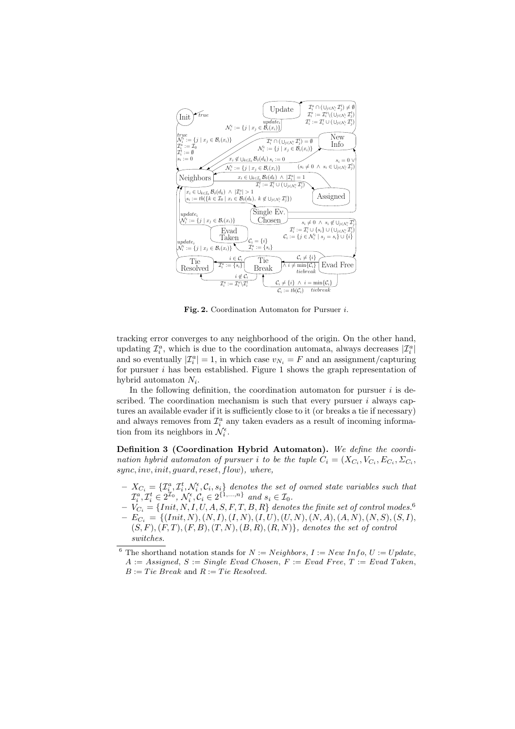**Fig. 2.** Coordination Automaton for Pursuer $i$.

tracking error converges to any neighborhood of the origin. On the other hand, updating $\mathcal{I}_i^a$, which is due to the coordination automata, always decreases $|\mathcal{I}_i^a|$ and so eventually $|\mathcal{I}_i^a| = 1$, in which case $v_{N_i} = F$ and an assignment/capturing for pursuer $i$ has been established. Figure 1 shows the graph representation of hybrid automaton $N_i$.

In the following definition, the coordination automaton for pursuer $i$ is described. The coordination mechanism is such that every pursuer $i$ always captures an available evader if it is sufficiently close to it (or breaks a tie if necessary) and always removes from $\mathcal{I}_i^a$ any taken evaders as a result of incoming information from its neighbors in $\mathcal{N}_i^\epsilon$.

**Definition 3 (Coordination Hybrid Automaton).** *We define the coordination hybrid automaton of pursuer $i$ to be the tuple $C_i = (X_{C_i}, V_{C_i}, E_{C_i}, \Sigma_{C_i}, sync, inv, init, guard, reset, flow)$, where,*

- $X_{C_i} = \{\mathcal{I}_i^a, \mathcal{I}_i^t, \mathcal{N}_i^\epsilon, \mathcal{C}_i, s_i\}$ *denotes the set of owned state variables such that* $\mathcal{I}_i^a, \mathcal{I}_i^t \in 2^{\mathcal{I}_0}$, $\mathcal{N}_i^\epsilon, \mathcal{C}_i \in 2^{\{1,\ldots,n\}}$ *and* $s_i \in \mathcal{I}_0$.
- $V_{C_i} = \{Init, N, I, U, A, S, F, T, B, R\}$ *denotes the finite set of control modes.*[6]
- $E_{C_i} = \{(Init, N), (N, I), (I, N), (I, U), (U, N), (N, A), (A, N), (N, S), (S, I), (S, F), (F, T), (F, B), (T, N), (B, R), (R, N)\}$*, denotes the set of control switches.*

[6] The shorthand notation stands for $N := Neighbors$, $I := New\ Info$, $U := Update$, $A := Assigned$, $S := Single\ Evad\ Chosen$, $F := Evad\ Free$, $T := Evad\ Taken$, $B := Tie\ Break$ and $R := Tie\ Resolved$.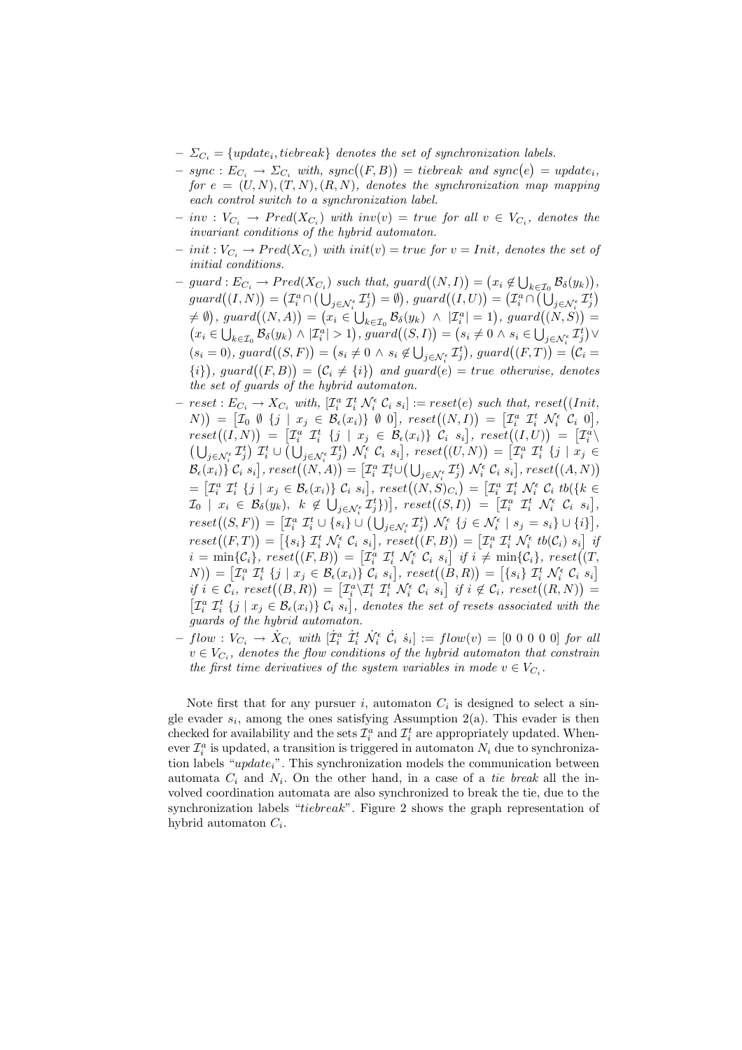- $\Sigma_{C_i} = \{update_i, tiebreak\}$ *denotes the set of synchronization labels.*
- $sync : E_{C_i} \to \Sigma_{C_i}$ *with,* $sync\big((F,B)\big) = tiebreak$ *and* $sync(e) = update_i$*, for* $e = (U,N), (T,N), (R,N)$*, denotes the synchronization map mapping each control switch to a synchronization label.*
- $inv : V_{C_i} \to Pred(X_{C_i})$ *with* $inv(v) = true$ *for all* $v \in V_{C_i}$*, denotes the invariant conditions of the hybrid automaton.*
- $init : V_{C_i} \to Pred(X_{C_i})$ *with* $init(v) = true$ *for* $v = Init$*, denotes the set of initial conditions.*
- $guard : E_{C_i} \to Pred(X_{C_i})$ *such that,* $guard\big((N,I)\big) = \big(x_i \notin \bigcup_{k \in \mathcal{I}_0} \mathcal{B}_\delta(y_k)\big)$, $guard\big((I,N)\big) = \big(\mathcal{I}_i^a \cap \big(\bigcup_{j \in \mathcal{N}_i^\epsilon} \mathcal{I}_j^t\big) = \emptyset\big)$, $guard\big((I,U)\big) = \big(\mathcal{I}_i^a \cap \big(\bigcup_{j \in \mathcal{N}_i^\epsilon} \mathcal{I}_j^t\big) \neq \emptyset\big)$, $guard\big((N,A)\big) = \big(x_i \in \bigcup_{k \in \mathcal{I}_0} \mathcal{B}_\delta(y_k) \;\wedge\; |\mathcal{I}_i^a| = 1\big)$, $guard\big((N,S)\big) = \big(x_i \in \bigcup_{k \in \mathcal{I}_0} \mathcal{B}_\delta(y_k) \wedge |\mathcal{I}_i^a| > 1\big)$, $guard\big((S,I)\big) = \big(s_i \neq 0 \wedge s_i \in \bigcup_{j \in \mathcal{N}_i^\epsilon} \mathcal{I}_j^t\big) \vee (s_i = 0)$, $guard\big((S,F)\big) = \big(s_i \neq 0 \wedge s_i \notin \bigcup_{j \in \mathcal{N}_i^\epsilon} \mathcal{I}_j^t\big)$, $guard\big((F,T)\big) = \big(\mathcal{C}_i = \{i\}\big)$, $guard\big((F,B)\big) = \big(\mathcal{C}_i \neq \{i\}\big)$ *and* $guard(e) = true$ *otherwise, denotes the set of guards of the hybrid automaton.*
- $reset : E_{C_i} \to X_{C_i}$ *with,* $[\mathcal{I}_i^a \; \mathcal{I}_i^t \; \mathcal{N}_i^\epsilon \; \mathcal{C}_i \; s_i] := reset(e)$ *such that,* $reset\big((Init, N)\big) = \big[\mathcal{I}_0 \; \emptyset \; \{j \mid x_j \in \mathcal{B}_\epsilon(x_i)\} \; \emptyset \; 0\big]$, $reset\big((N,I)\big) = \big[\mathcal{I}_i^a \; \mathcal{I}_i^t \; \mathcal{N}_i^\epsilon \; \mathcal{C}_i \; 0\big]$, $reset\big((I,N)\big) = \big[\mathcal{I}_i^a \; \mathcal{I}_i^t \; \{j \mid x_j \in \mathcal{B}_\epsilon(x_i)\} \; \mathcal{C}_i \; s_i\big]$, $reset\big((I,U)\big) = \big[\mathcal{I}_i^a \backslash \big(\bigcup_{j \in \mathcal{N}_i^\epsilon} \mathcal{I}_j^t\big) \; \mathcal{I}_i^t \cup \big(\bigcup_{j \in \mathcal{N}_i^\epsilon} \mathcal{I}_j^t\big) \; \mathcal{N}_i^\epsilon \; \mathcal{C}_i \; s_i\big]$, $reset\big((U,N)\big) = \big[\mathcal{I}_i^a \; \mathcal{I}_i^t \; \{j \mid x_j \in \mathcal{B}_\epsilon(x_i)\} \; \mathcal{C}_i \; s_i\big]$, $reset\big((N,A)\big) = \big[\mathcal{I}_i^a \; \mathcal{I}_i^t \cup \big(\bigcup_{j \in \mathcal{N}_i^\epsilon} \mathcal{I}_j^t\big) \; \mathcal{N}_i^\epsilon \; \mathcal{C}_i \; s_i\big]$, $reset\big((A,N)\big) = \big[\mathcal{I}_i^a \; \mathcal{I}_i^t \; \{j \mid x_j \in \mathcal{B}_\epsilon(x_i)\} \; \mathcal{C}_i \; s_i\big]$, $reset\big((N,S)_{C_i}\big) = \big[\mathcal{I}_i^a \; \mathcal{I}_i^t \; \mathcal{N}_i^\epsilon \; \mathcal{C}_i \; tb(\{k \in \mathcal{I}_0 \mid x_i \in \mathcal{B}_\delta(y_k),\;\; k \notin \bigcup_{j \in \mathcal{N}_i^\epsilon} \mathcal{I}_j^t\})\big]$, $reset\big((S,I)\big) = \big[\mathcal{I}_i^a \; \mathcal{I}_i^t \; \mathcal{N}_i^\epsilon \; \mathcal{C}_i \; s_i\big]$, $reset\big((S,F)\big) = \big[\mathcal{I}_i^a \; \mathcal{I}_i^t \cup \{s_i\} \cup \big(\bigcup_{j \in \mathcal{N}_i^\epsilon} \mathcal{I}_j^t\big) \; \mathcal{N}_i^\epsilon \; \{j \in \mathcal{N}_i^\epsilon \mid s_j = s_i\} \cup \{i\}\big]$, $reset\big((F,T)\big) = \big[\{s_i\} \; \mathcal{I}_i^t \; \mathcal{N}_i^\epsilon \; \mathcal{C}_i \; s_i\big]$, $reset\big((F,B)\big) = \big[\mathcal{I}_i^a \; \mathcal{I}_i^t \; \mathcal{N}_i^\epsilon \; tb(\mathcal{C}_i) \; s_i\big]$ *if* $i = \min\{\mathcal{C}_i\}$, $reset\big((F,B)\big) = \big[\mathcal{I}_i^a \; \mathcal{I}_i^t \; \mathcal{N}_i^\epsilon \; \mathcal{C}_i \; s_i\big]$ *if* $i \neq \min\{\mathcal{C}_i\}$, $reset\big((T,N)\big) = \big[\mathcal{I}_i^a \; \mathcal{I}_i^t \; \{j \mid x_j \in \mathcal{B}_\epsilon(x_i)\} \; \mathcal{C}_i \; s_i\big]$, $reset\big((B,R)\big) = \big[\{s_i\} \; \mathcal{I}_i^t \; \mathcal{N}_i^\epsilon \; \mathcal{C}_i \; s_i\big]$ *if* $i \in \mathcal{C}_i$, $reset\big((B,R)\big) = \big[\mathcal{I}_i^a \backslash \mathcal{I}_i^t \; \mathcal{I}_i^t \; \mathcal{N}_i^\epsilon \; \mathcal{C}_i \; s_i\big]$ *if* $i \notin \mathcal{C}_i$, $reset\big((R,N)\big) = \big[\mathcal{I}_i^a \; \mathcal{I}_i^t \; \{j \mid x_j \in \mathcal{B}_\epsilon(x_i)\} \; \mathcal{C}_i \; s_i\big]$*, denotes the set of resets associated with the guards of the hybrid automaton.*
- $flow : V_{C_i} \to \dot{X}_{C_i}$ *with* $[\dot{\mathcal{I}}_i^a \; \dot{\mathcal{I}}_i^t \; \dot{\mathcal{N}}_i^\epsilon \; \dot{\mathcal{C}}_i \; \dot{s}_i] := flow(v) = [0 \; 0 \; 0 \; 0 \; 0]$ *for all* $v \in V_{C_i}$*, denotes the flow conditions of the hybrid automaton that constrain the first time derivatives of the system variables in mode* $v \in V_{C_i}$.

Note first that for any pursuer $i$, automaton $C_i$ is designed to select a single evader $s_i$, among the ones satisfying Assumption 2(a). This evader is then checked for availability and the sets $\mathcal{I}_i^a$ and $\mathcal{I}_i^t$ are appropriately updated. Whenever $\mathcal{I}_i^a$ is updated, a transition is triggered in automaton $N_i$ due to synchronization labels "*update*$_i$". This synchronization models the communication between automata $C_i$ and $N_i$. On the other hand, in a case of a *tie break* all the involved coordination automata are also synchronized to break the tie, due to the synchronization labels "*tiebreak*". Figure 2 shows the graph representation of hybrid automaton $C_i$.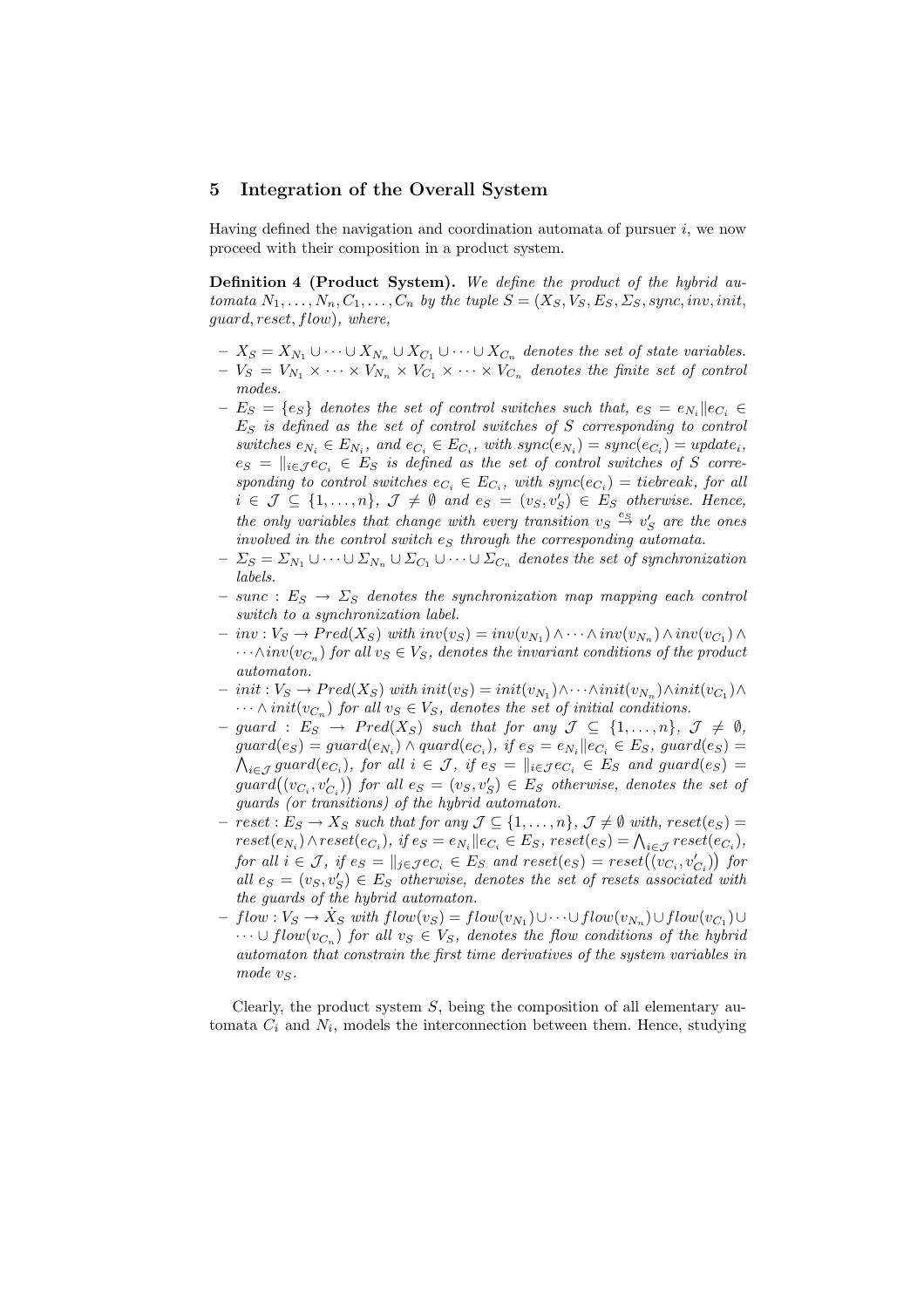## 5 Integration of the Overall System

Having defined the navigation and coordination automata of pursuer $i$, we now proceed with their composition in a product system.

**Definition 4 (Product System).** *We define the product of the hybrid automata $N_1, \ldots, N_n, C_1, \ldots, C_n$ by the tuple $S = (X_S, V_S, E_S, \Sigma_S, sync, inv, init, guard, reset, flow)$, where,*

- *$X_S = X_{N_1} \cup \cdots \cup X_{N_n} \cup X_{C_1} \cup \cdots \cup X_{C_n}$ denotes the set of state variables.*
- *$V_S = V_{N_1} \times \cdots \times V_{N_n} \times V_{C_1} \times \cdots \times V_{C_n}$ denotes the finite set of control modes.*
- *$E_S = \{e_S\}$ denotes the set of control switches such that, $e_S = e_{N_i} \| e_{C_i} \in E_S$ is defined as the set of control switches of $S$ corresponding to control switches $e_{N_i} \in E_{N_i}$, and $e_{C_i} \in E_{C_i}$, with $sync(e_{N_i}) = sync(e_{C_i}) = update_i$, $e_S = \|_{i \in \mathcal{J}} e_{C_i} \in E_S$ is defined as the set of control switches of $S$ corresponding to control switches $e_{C_i} \in E_{C_i}$, with $sync(e_{C_i}) = tiebreak$, for all $i \in \mathcal{J} \subseteq \{1, \ldots, n\}$, $\mathcal{J} \neq \emptyset$ and $e_S = (v_S, v'_S) \in E_S$ otherwise. Hence, the only variables that change with every transition $v_S \xrightarrow{e_S} v'_S$ are the ones involved in the control switch $e_S$ through the corresponding automata.*
- *$\Sigma_S = \Sigma_{N_1} \cup \cdots \cup \Sigma_{N_n} \cup \Sigma_{C_1} \cup \cdots \cup \Sigma_{C_n}$ denotes the set of synchronization labels.*
- *$sunc : E_S \to \Sigma_S$ denotes the synchronization map mapping each control switch to a synchronization label.*
- *$inv : V_S \to Pred(X_S)$ with $inv(v_S) = inv(v_{N_1}) \wedge \cdots \wedge inv(v_{N_n}) \wedge inv(v_{C_1}) \wedge \cdots \wedge inv(v_{C_n})$ for all $v_S \in V_S$, denotes the invariant conditions of the product automaton.*
- *$init : V_S \to Pred(X_S)$ with $init(v_S) = init(v_{N_1}) \wedge \cdots \wedge init(v_{N_n}) \wedge init(v_{C_1}) \wedge \cdots \wedge init(v_{C_n})$ for all $v_S \in V_S$, denotes the set of initial conditions.*
- *$guard : E_S \to Pred(X_S)$ such that for any $\mathcal{J} \subseteq \{1, \ldots, n\}$, $\mathcal{J} \neq \emptyset$, $guard(e_S) = guard(e_{N_i}) \wedge quard(e_{C_i})$, if $e_S = e_{N_i} \| e_{C_i} \in E_S$, $guard(e_S) = \bigwedge_{i \in \mathcal{J}} guard(e_{C_i})$, for all $i \in \mathcal{J}$, if $e_S = \|_{i \in \mathcal{J}} e_{C_i} \in E_S$ and $guard(e_S) = guard\big((v_{C_i}, v'_{C_i})\big)$ for all $e_S = (v_S, v'_S) \in E_S$ otherwise, denotes the set of guards (or transitions) of the hybrid automaton.*
- *$reset : E_S \to X_S$ such that for any $\mathcal{J} \subseteq \{1, \ldots, n\}$, $\mathcal{J} \neq \emptyset$ with, $reset(e_S) = reset(e_{N_i}) \wedge reset(e_{C_i})$, if $e_S = e_{N_i} \| e_{C_i} \in E_S$, $reset(e_S) = \bigwedge_{i \in \mathcal{J}} reset(e_{C_i})$, for all $i \in \mathcal{J}$, if $e_S = \|_{j \in \mathcal{J}} e_{C_i} \in E_S$ and $reset(e_S) = reset\big((v_{C_i}, v'_{C_i})\big)$ for all $e_S = (v_S, v'_S) \in E_S$ otherwise, denotes the set of resets associated with the guards of the hybrid automaton.*
- *$flow : V_S \to \dot{X}_S$ with $flow(v_S) = flow(v_{N_1}) \cup \cdots \cup flow(v_{N_n}) \cup flow(v_{C_1}) \cup \cdots \cup flow(v_{C_n})$ for all $v_S \in V_S$, denotes the flow conditions of the hybrid automaton that constrain the first time derivatives of the system variables in mode $v_S$.*

Clearly, the product system $S$, being the composition of all elementary automata $C_i$ and $N_i$, models the interconnection between them. Hence, studying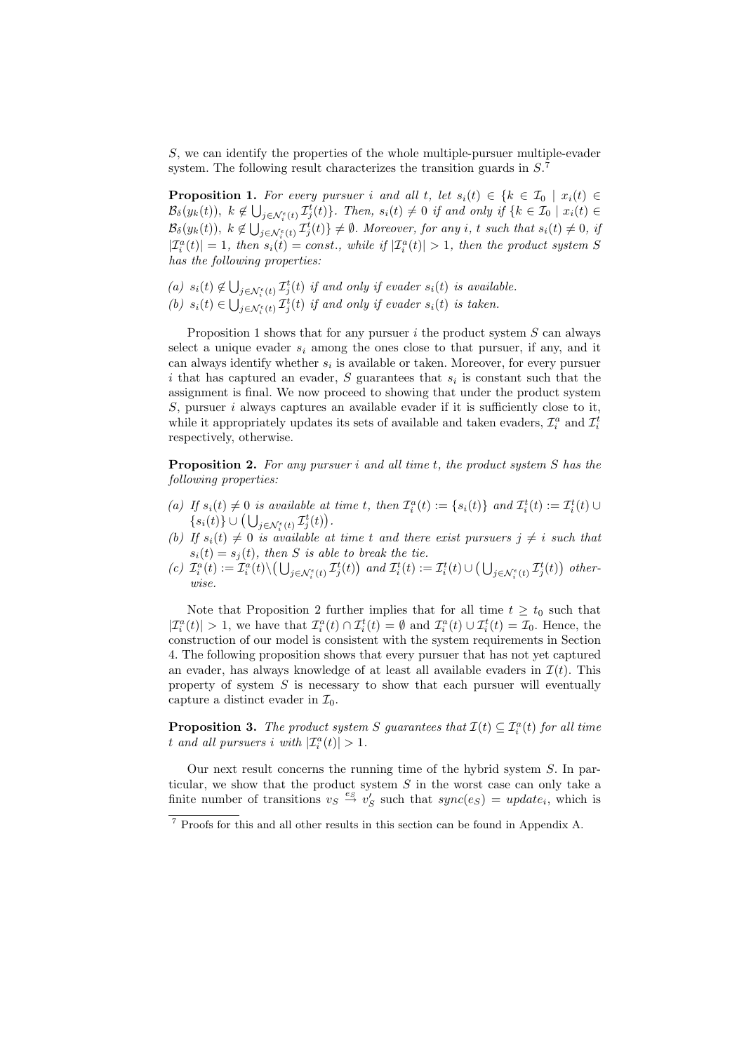$S$, we can identify the properties of the whole multiple-pursuer multiple-evader system. The following result characterizes the transition guards in $S$.[7]

**Proposition 1.** *For every pursuer $i$ and all $t$, let $s_i(t) \in \{k \in \mathcal{I}_0 \mid x_i(t) \in \mathcal{B}_\delta(y_k(t)),\ k \notin \bigcup_{j \in \mathcal{N}_i^\epsilon(t)} \mathcal{I}_j^t(t)\}$. Then, $s_i(t) \neq 0$ if and only if $\{k \in \mathcal{I}_0 \mid x_i(t) \in \mathcal{B}_\delta(y_k(t)),\ k \notin \bigcup_{j \in \mathcal{N}_i^\epsilon(t)} \mathcal{I}_j^t(t)\} \neq \emptyset$. Moreover, for any $i$, $t$ such that $s_i(t) \neq 0$, if $|\mathcal{I}_i^a(t)| = 1$, then $s_i(t) = const.$, while if $|\mathcal{I}_i^a(t)| > 1$, then the product system $S$ has the following properties:*

*(a) $s_i(t) \notin \bigcup_{j \in \mathcal{N}_i^\epsilon(t)} \mathcal{I}_j^t(t)$ if and only if evader $s_i(t)$ is available.*
*(b) $s_i(t) \in \bigcup_{j \in \mathcal{N}_i^\epsilon(t)} \mathcal{I}_j^t(t)$ if and only if evader $s_i(t)$ is taken.*

Proposition 1 shows that for any pursuer $i$ the product system $S$ can always select a unique evader $s_i$ among the ones close to that pursuer, if any, and it can always identify whether $s_i$ is available or taken. Moreover, for every pursuer $i$ that has captured an evader, $S$ guarantees that $s_i$ is constant such that the assignment is final. We now proceed to showing that under the product system $S$, pursuer $i$ always captures an available evader if it is sufficiently close to it, while it appropriately updates its sets of available and taken evaders, $\mathcal{I}_i^a$ and $\mathcal{I}_i^t$ respectively, otherwise.

**Proposition 2.** *For any pursuer $i$ and all time $t$, the product system $S$ has the following properties:*

*(a) If $s_i(t) \neq 0$ is available at time $t$, then $\mathcal{I}_i^a(t) := \{s_i(t)\}$ and $\mathcal{I}_i^t(t) := \mathcal{I}_i^t(t) \cup \{s_i(t)\} \cup \big(\bigcup_{j \in \mathcal{N}_i^\epsilon(t)} \mathcal{I}_j^t(t)\big)$.*
*(b) If $s_i(t) \neq 0$ is available at time $t$ and there exist pursuers $j \neq i$ such that $s_i(t) = s_j(t)$, then $S$ is able to break the tie.*
*(c) $\mathcal{I}_i^a(t) := \mathcal{I}_i^a(t) \backslash \big(\bigcup_{j \in \mathcal{N}_i^\epsilon(t)} \mathcal{I}_j^t(t)\big)$ and $\mathcal{I}_i^t(t) := \mathcal{I}_i^t(t) \cup \big(\bigcup_{j \in \mathcal{N}_i^\epsilon(t)} \mathcal{I}_j^t(t)\big)$ otherwise.*

Note that Proposition 2 further implies that for all time $t \geq t_0$ such that $|\mathcal{I}_i^a(t)| > 1$, we have that $\mathcal{I}_i^a(t) \cap \mathcal{I}_i^t(t) = \emptyset$ and $\mathcal{I}_i^a(t) \cup \mathcal{I}_i^t(t) = \mathcal{I}_0$. Hence, the construction of our model is consistent with the system requirements in Section 4. The following proposition shows that every pursuer that has not yet captured an evader, has always knowledge of at least all available evaders in $\mathcal{I}(t)$. This property of system $S$ is necessary to show that each pursuer will eventually capture a distinct evader in $\mathcal{I}_0$.

**Proposition 3.** *The product system $S$ guarantees that $\mathcal{I}(t) \subseteq \mathcal{I}_i^a(t)$ for all time $t$ and all pursuers $i$ with $|\mathcal{I}_i^a(t)| > 1$.*

Our next result concerns the running time of the hybrid system $S$. In particular, we show that the product system $S$ in the worst case can only take a finite number of transitions $v_S \xrightarrow{e_S} v_S'$ such that $sync(e_S) = update_i$, which is

[7] Proofs for this and all other results in this section can be found in Appendix A.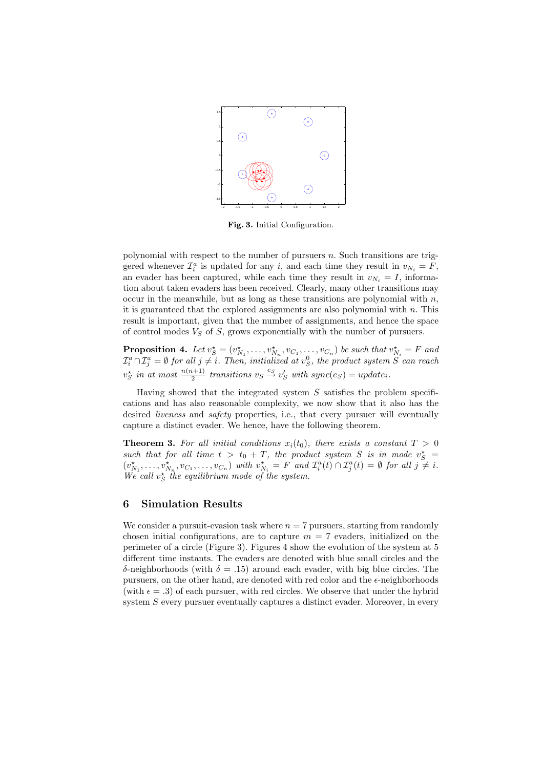**Fig. 3.** Initial Configuration.

polynomial with respect to the number of pursuers $n$. Such transitions are triggered whenever $\mathcal{I}_i^a$ is updated for any $i$, and each time they result in $v_{N_i} = F$, an evader has been captured, while each time they result in $v_{N_i} = I$, information about taken evaders has been received. Clearly, many other transitions may occur in the meanwhile, but as long as these transitions are polynomial with $n$, it is guaranteed that the explored assignments are also polynomial with $n$. This result is important, given that the number of assignments, and hence the space of control modes $V_S$ of $S$, grows exponentially with the number of pursuers.

**Proposition 4.** *Let $v_S^\star = (v_{N_1}^\star, \ldots, v_{N_n}^\star, v_{C_1}, \ldots, v_{C_n})$ be such that $v_{N_i}^\star = F$ and $\mathcal{I}_i^a \cap \mathcal{I}_j^a = \emptyset$ for all $j \neq i$. Then, initialized at $v_S^0$, the product system $S$ can reach $v_S^\star$ in at most $\frac{n(n+1)}{2}$ transitions $v_S \xrightarrow{e_S} v_S'$ with $sync(e_S) = update_i$.*

Having showed that the integrated system $S$ satisfies the problem specifications and has also reasonable complexity, we now show that it also has the desired *liveness* and *safety* properties, i.e., that every pursuer will eventually capture a distinct evader. We hence, have the following theorem.

**Theorem 3.** *For all initial conditions $x_i(t_0)$, there exists a constant $T > 0$ such that for all time $t > t_0 + T$, the product system $S$ is in mode $v_S^\star = (v_{N_1}^\star, \ldots, v_{N_n}^\star, v_{C_1}, \ldots, v_{C_n})$ with $v_{N_i}^\star = F$ and $\mathcal{I}_i^a(t) \cap \mathcal{I}_j^a(t) = \emptyset$ for all $j \neq i$. We call $v_S^\star$ the equilibrium mode of the system.*

## 6 Simulation Results

We consider a pursuit-evasion task where $n = 7$ pursuers, starting from randomly chosen initial configurations, are to capture $m = 7$ evaders, initialized on the perimeter of a circle (Figure 3). Figures 4 show the evolution of the system at 5 different time instants. The evaders are denoted with blue small circles and the $\delta$-neighborhoods (with $\delta = .15$) around each evader, with big blue circles. The pursuers, on the other hand, are denoted with red color and the $\epsilon$-neighborhoods (with $\epsilon = .3$) of each pursuer, with red circles. We observe that under the hybrid system $S$ every pursuer eventually captures a distinct evader. Moreover, in every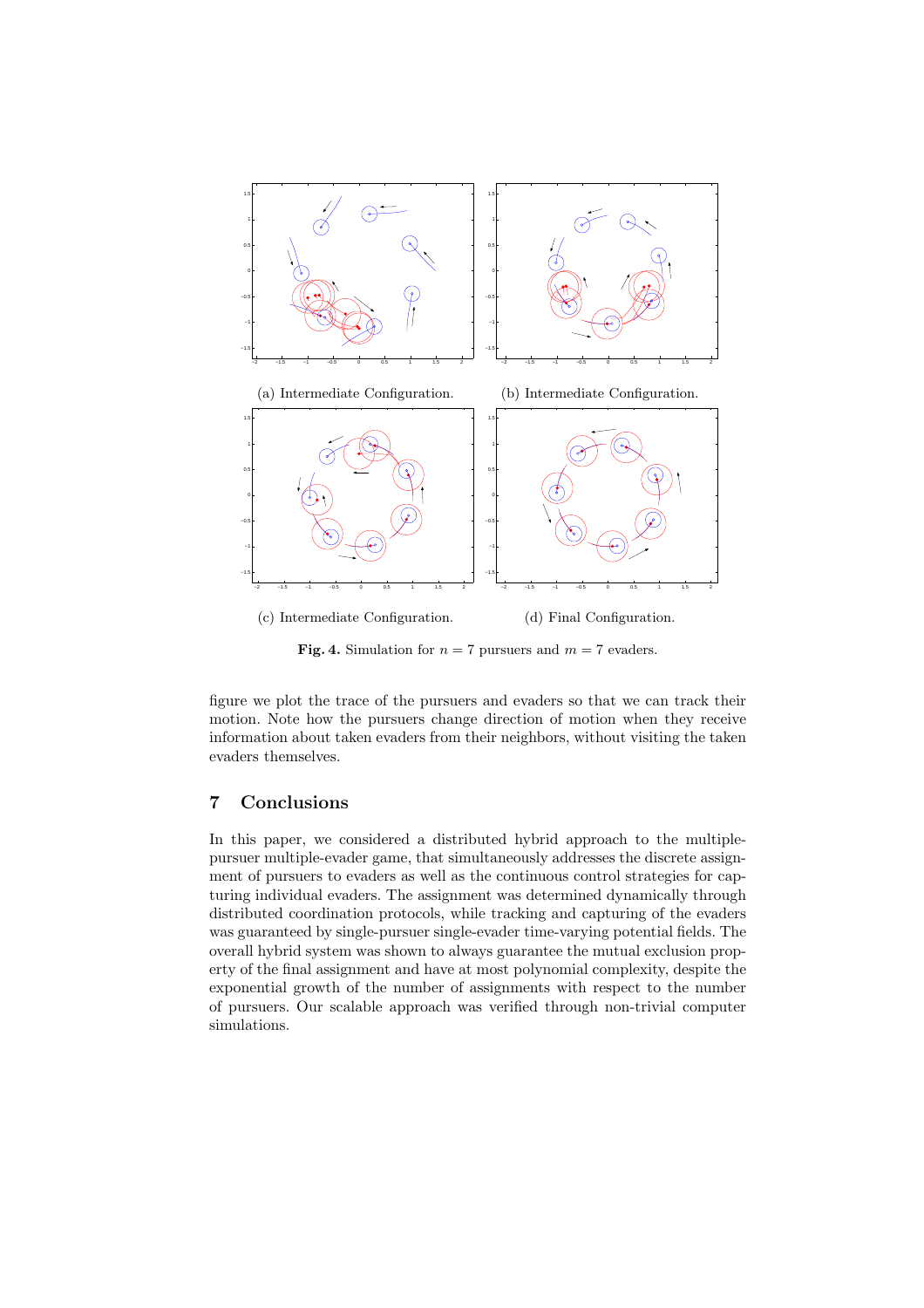(a) Intermediate Configuration.

(b) Intermediate Configuration.

(c) Intermediate Configuration.

(d) Final Configuration.

**Fig. 4.** Simulation for $n = 7$ pursuers and $m = 7$ evaders.

figure we plot the trace of the pursuers and evaders so that we can track their motion. Note how the pursuers change direction of motion when they receive information about taken evaders from their neighbors, without visiting the taken evaders themselves.

## 7 Conclusions

In this paper, we considered a distributed hybrid approach to the multiple-pursuer multiple-evader game, that simultaneously addresses the discrete assignment of pursuers to evaders as well as the continuous control strategies for capturing individual evaders. The assignment was determined dynamically through distributed coordination protocols, while tracking and capturing of the evaders was guaranteed by single-pursuer single-evader time-varying potential fields. The overall hybrid system was shown to always guarantee the mutual exclusion property of the final assignment and have at most polynomial complexity, despite the exponential growth of the number of assignments with respect to the number of pursuers. Our scalable approach was verified through non-trivial computer simulations.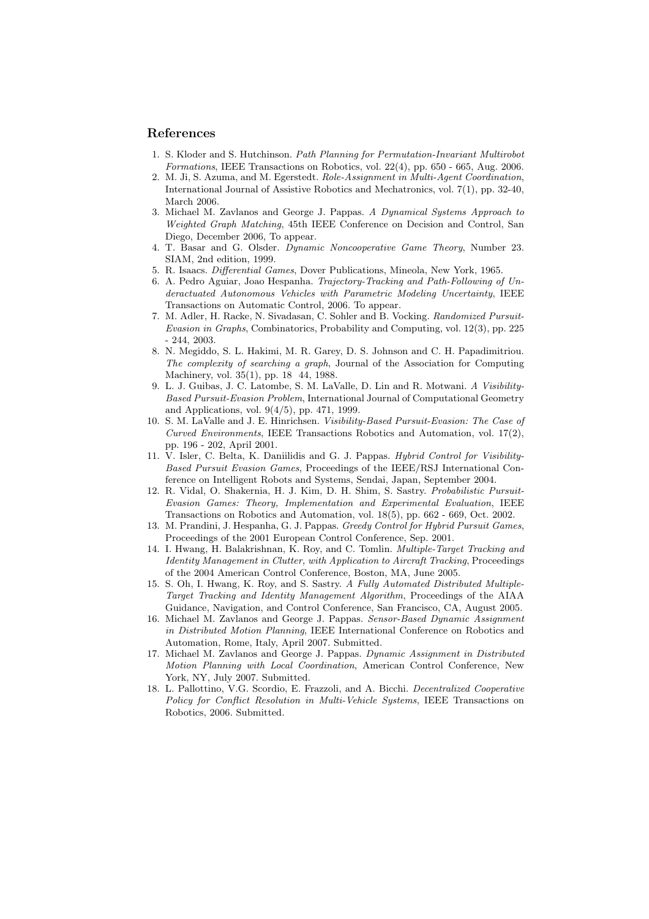## References

1. S. Kloder and S. Hutchinson. *Path Planning for Permutation-Invariant Multirobot Formations*, IEEE Transactions on Robotics, vol. 22(4), pp. 650 - 665, Aug. 2006.
2. M. Ji, S. Azuma, and M. Egerstedt. *Role-Assignment in Multi-Agent Coordination*, International Journal of Assistive Robotics and Mechatronics, vol. 7(1), pp. 32-40, March 2006.
3. Michael M. Zavlanos and George J. Pappas. *A Dynamical Systems Approach to Weighted Graph Matching*, 45th IEEE Conference on Decision and Control, San Diego, December 2006, To appear.
4. T. Basar and G. Olsder. *Dynamic Noncooperative Game Theory*, Number 23. SIAM, 2nd edition, 1999.
5. R. Isaacs. *Differential Games*, Dover Publications, Mineola, New York, 1965.
6. A. Pedro Aguiar, Joao Hespanha. *Trajectory-Tracking and Path-Following of Underactuated Autonomous Vehicles with Parametric Modeling Uncertainty*, IEEE Transactions on Automatic Control, 2006. To appear.
7. M. Adler, H. Racke, N. Sivadasan, C. Sohler and B. Vocking. *Randomized Pursuit-Evasion in Graphs*, Combinatorics, Probability and Computing, vol. 12(3), pp. 225 - 244, 2003.
8. N. Megiddo, S. L. Hakimi, M. R. Garey, D. S. Johnson and C. H. Papadimitriou. *The complexity of searching a graph*, Journal of the Association for Computing Machinery, vol. 35(1), pp. 18 44, 1988.
9. L. J. Guibas, J. C. Latombe, S. M. LaValle, D. Lin and R. Motwani. *A Visibility-Based Pursuit-Evasion Problem*, International Journal of Computational Geometry and Applications, vol. 9(4/5), pp. 471, 1999.
10. S. M. LaValle and J. E. Hinrichsen. *Visibility-Based Pursuit-Evasion: The Case of Curved Environments*, IEEE Transactions Robotics and Automation, vol. 17(2), pp. 196 - 202, April 2001.
11. V. Isler, C. Belta, K. Daniilidis and G. J. Pappas. *Hybrid Control for Visibility-Based Pursuit Evasion Games*, Proceedings of the IEEE/RSJ International Conference on Intelligent Robots and Systems, Sendai, Japan, September 2004.
12. R. Vidal, O. Shakernia, H. J. Kim, D. H. Shim, S. Sastry. *Probabilistic Pursuit-Evasion Games: Theory, Implementation and Experimental Evaluation*, IEEE Transactions on Robotics and Automation, vol. 18(5), pp. 662 - 669, Oct. 2002.
13. M. Prandini, J. Hespanha, G. J. Pappas. *Greedy Control for Hybrid Pursuit Games*, Proceedings of the 2001 European Control Conference, Sep. 2001.
14. I. Hwang, H. Balakrishnan, K. Roy, and C. Tomlin. *Multiple-Target Tracking and Identity Management in Clutter, with Application to Aircraft Tracking*, Proceedings of the 2004 American Control Conference, Boston, MA, June 2005.
15. S. Oh, I. Hwang, K. Roy, and S. Sastry. *A Fully Automated Distributed Multiple-Target Tracking and Identity Management Algorithm*, Proceedings of the AIAA Guidance, Navigation, and Control Conference, San Francisco, CA, August 2005.
16. Michael M. Zavlanos and George J. Pappas. *Sensor-Based Dynamic Assignment in Distributed Motion Planning*, IEEE International Conference on Robotics and Automation, Rome, Italy, April 2007. Submitted.
17. Michael M. Zavlanos and George J. Pappas. *Dynamic Assignment in Distributed Motion Planning with Local Coordination*, American Control Conference, New York, NY, July 2007. Submitted.
18. L. Pallottino, V.G. Scordio, E. Frazzoli, and A. Bicchi. *Decentralized Cooperative Policy for Conflict Resolution in Multi-Vehicle Systems*, IEEE Transactions on Robotics, 2006. Submitted.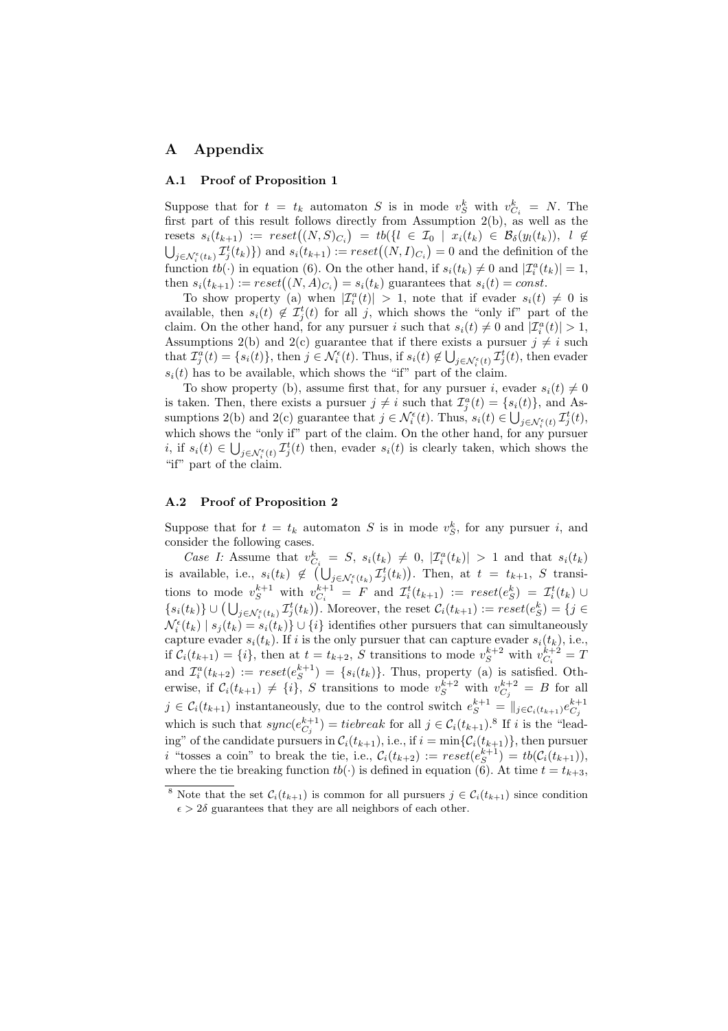# A Appendix

## A.1 Proof of Proposition 1

Suppose that for $t = t_k$ automaton $S$ is in mode $v_S^k$ with $v_{C_i}^k = N$. The first part of this result follows directly from Assumption 2(b), as well as the resets $s_i(t_{k+1}) := reset\big((N,S)_{C_i}\big) = tb(\{l \in \mathcal{I}_0 \mid x_i(t_k) \in \mathcal{B}_\delta(y_l(t_k)),\ l \notin \bigcup_{j\in\mathcal{N}_i^\epsilon(t_k)} \mathcal{I}_j^t(t_k)\})$ and $s_i(t_{k+1}) := reset\big((N,I)_{C_i}\big) = 0$ and the definition of the function $tb(\cdot)$ in equation (6). On the other hand, if $s_i(t_k) \neq 0$ and $|\mathcal{I}_i^a(t_k)| = 1$, then $s_i(t_{k+1}) := reset\big((N,A)_{C_i}\big) = s_i(t_k)$ guarantees that $s_i(t) = const.$

To show property (a) when $|\mathcal{I}_i^a(t)| > 1$, note that if evader $s_i(t) \neq 0$ is available, then $s_i(t) \notin \mathcal{I}_j^t(t)$ for all $j$, which shows the "only if" part of the claim. On the other hand, for any pursuer $i$ such that $s_i(t) \neq 0$ and $|\mathcal{I}_i^a(t)| > 1$, Assumptions 2(b) and 2(c) guarantee that if there exists a pursuer $j \neq i$ such that $\mathcal{I}_j^a(t) = \{s_i(t)\}$, then $j \in \mathcal{N}_i^\epsilon(t)$. Thus, if $s_i(t) \notin \bigcup_{j\in\mathcal{N}_i^\epsilon(t)} \mathcal{I}_j^t(t)$, then evader $s_i(t)$ has to be available, which shows the "if" part of the claim.

To show property (b), assume first that, for any pursuer $i$, evader $s_i(t) \neq 0$ is taken. Then, there exists a pursuer $j \neq i$ such that $\mathcal{I}_j^a(t) = \{s_i(t)\}$, and Assumptions 2(b) and 2(c) guarantee that $j \in \mathcal{N}_i^\epsilon(t)$. Thus, $s_i(t) \in \bigcup_{j\in\mathcal{N}_i^\epsilon(t)} \mathcal{I}_j^t(t)$, which shows the "only if" part of the claim. On the other hand, for any pursuer $i$, if $s_i(t) \in \bigcup_{j\in\mathcal{N}_i^\epsilon(t)} \mathcal{I}_j^t(t)$ then, evader $s_i(t)$ is clearly taken, which shows the "if" part of the claim.

## A.2 Proof of Proposition 2

Suppose that for $t = t_k$ automaton $S$ is in mode $v_S^k$, for any pursuer $i$, and consider the following cases.

*Case I:* Assume that $v_{C_i}^k = S$, $s_i(t_k) \neq 0$, $|\mathcal{I}_i^a(t_k)| > 1$ and that $s_i(t_k)$ is available, i.e., $s_i(t_k) \notin \big(\bigcup_{j\in\mathcal{N}_i^\epsilon(t_k)} \mathcal{I}_j^t(t_k)\big)$. Then, at $t = t_{k+1}$, $S$ transitions to mode $v_S^{k+1}$ with $v_{C_i}^{k+1} = F$ and $\mathcal{I}_i^t(t_{k+1}) := reset(e_S^k) = \mathcal{I}_i^t(t_k) \cup \{s_i(t_k)\} \cup \big(\bigcup_{j\in\mathcal{N}_i^\epsilon(t_k)} \mathcal{I}_j^t(t_k)\big)$. Moreover, the reset $\mathcal{C}_i(t_{k+1}) := reset(e_S^k) = \{j \in \mathcal{N}_i^\epsilon(t_k) \mid s_j(t_k) = s_i(t_k)\} \cup \{i\}$ identifies other pursuers that can simultaneously capture evader $s_i(t_k)$. If $i$ is the only pursuer that can capture evader $s_i(t_k)$, i.e., if $\mathcal{C}_i(t_{k+1}) = \{i\}$, then at $t = t_{k+2}$, $S$ transitions to mode $v_S^{k+2}$ with $v_{C_i}^{k+2} = T$ and $\mathcal{I}_i^a(t_{k+2}) := reset(e_S^{k+1}) = \{s_i(t_k)\}$. Thus, property (a) is satisfied. Otherwise, if $\mathcal{C}_i(t_{k+1}) \neq \{i\}$, $S$ transitions to mode $v_S^{k+2}$ with $v_{C_j}^{k+2} = B$ for all $j \in \mathcal{C}_i(t_{k+1})$ instantaneously, due to the control switch $e_S^{k+1} = \|_{j\in\mathcal{C}_i(t_{k+1})} e_{C_j}^{k+1}$ which is such that $sync(e_{C_j}^{k+1}) = tiebreak$ for all $j \in \mathcal{C}_i(t_{k+1})$.[8] If $i$ is the "leading" of the candidate pursuers in $\mathcal{C}_i(t_{k+1})$, i.e., if $i = \min\{\mathcal{C}_i(t_{k+1})\}$, then pursuer $i$ "tosses a coin" to break the tie, i.e., $\mathcal{C}_i(t_{k+2}) := reset(e_S^{k+1}) = tb(\mathcal{C}_i(t_{k+1}))$, where the tie breaking function $tb(\cdot)$ is defined in equation (6). At time $t = t_{k+3}$,

[8] Note that the set $\mathcal{C}_i(t_{k+1})$ is common for all pursuers $j \in \mathcal{C}_i(t_{k+1})$ since condition $\epsilon > 2\delta$ guarantees that they are all neighbors of each other.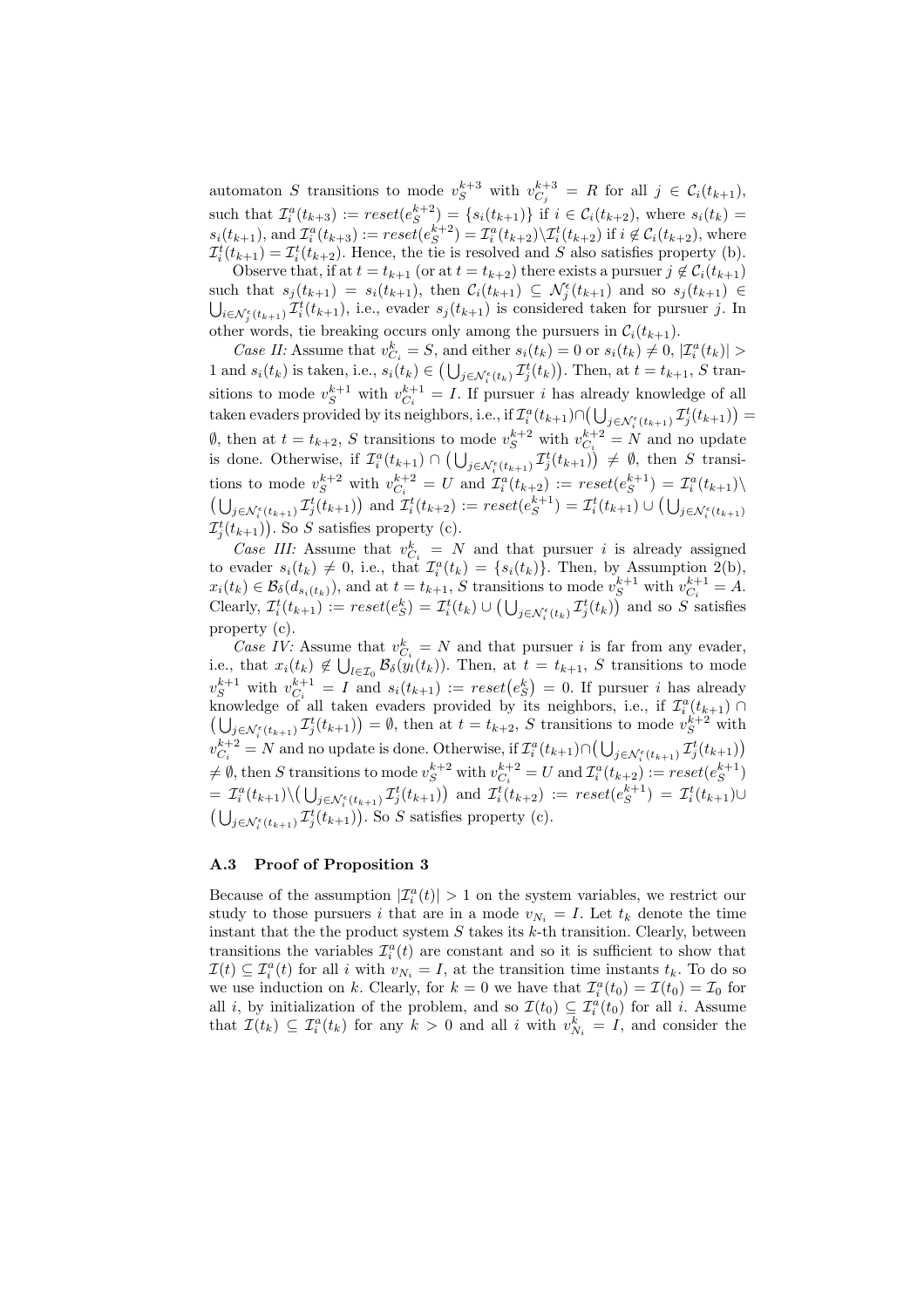automaton $S$ transitions to mode $v_S^{k+3}$ with $v_{C_j}^{k+3} = R$ for all $j \in \mathcal{C}_i(t_{k+1})$, such that $\mathcal{I}_i^a(t_{k+3}) := reset(e_S^{k+2}) = \{s_i(t_{k+1})\}$ if $i \in \mathcal{C}_i(t_{k+2})$, where $s_i(t_k) = s_i(t_{k+1})$, and $\mathcal{I}_i^a(t_{k+3}) := reset(e_S^{k+2}) = \mathcal{I}_i^a(t_{k+2}) \backslash \mathcal{I}_i^t(t_{k+2})$ if $i \notin \mathcal{C}_i(t_{k+2})$, where $\mathcal{I}_i^t(t_{k+1}) = \mathcal{I}_i^t(t_{k+2})$. Hence, the tie is resolved and $S$ also satisfies property (b).

Observe that, if at $t = t_{k+1}$ (or at $t = t_{k+2}$) there exists a pursuer $j \notin \mathcal{C}_i(t_{k+1})$ such that $s_j(t_{k+1}) = s_i(t_{k+1})$, then $\mathcal{C}_i(t_{k+1}) \subseteq \mathcal{N}_j^\epsilon(t_{k+1})$ and so $s_j(t_{k+1}) \in \bigcup_{i \in \mathcal{N}_j^\epsilon(t_{k+1})} \mathcal{I}_i^t(t_{k+1})$, i.e., evader $s_j(t_{k+1})$ is considered taken for pursuer $j$. In other words, tie breaking occurs only among the pursuers in $\mathcal{C}_i(t_{k+1})$.

*Case II:* Assume that $v_{C_i}^k = S$, and either $s_i(t_k) = 0$ or $s_i(t_k) \neq 0$, $|\mathcal{I}_i^a(t_k)| > 1$ and $s_i(t_k)$ is taken, i.e., $s_i(t_k) \in \big(\bigcup_{j \in \mathcal{N}_i^\epsilon(t_k)} \mathcal{I}_j^t(t_k)\big)$. Then, at $t = t_{k+1}$, $S$ transitions to mode $v_S^{k+1}$ with $v_{C_i}^{k+1} = I$. If pursuer $i$ has already knowledge of all taken evaders provided by its neighbors, i.e., if $\mathcal{I}_i^a(t_{k+1}) \cap \big(\bigcup_{j \in \mathcal{N}_i^\epsilon(t_{k+1})} \mathcal{I}_j^t(t_{k+1})\big) = \emptyset$, then at $t = t_{k+2}$, $S$ transitions to mode $v_S^{k+2}$ with $v_{C_i}^{k+2} = N$ and no update is done. Otherwise, if $\mathcal{I}_i^a(t_{k+1}) \cap \big(\bigcup_{j \in \mathcal{N}_i^\epsilon(t_{k+1})} \mathcal{I}_j^t(t_{k+1})\big) \neq \emptyset$, then $S$ transitions to mode $v_S^{k+2}$ with $v_{C_i}^{k+2} = U$ and $\mathcal{I}_i^a(t_{k+2}) := reset(e_S^{k+1}) = \mathcal{I}_i^a(t_{k+1}) \backslash \big(\bigcup_{j \in \mathcal{N}_i^\epsilon(t_{k+1})} \mathcal{I}_j^t(t_{k+1})\big)$ and $\mathcal{I}_i^t(t_{k+2}) := reset(e_S^{k+1}) = \mathcal{I}_i^t(t_{k+1}) \cup \big(\bigcup_{j \in \mathcal{N}_i^\epsilon(t_{k+1})} \mathcal{I}_j^t(t_{k+1})\big)$. So $S$ satisfies property (c).

*Case III:* Assume that $v_{C_i}^k = N$ and that pursuer $i$ is already assigned to evader $s_i(t_k) \neq 0$, i.e., that $\mathcal{I}_i^a(t_k) = \{s_i(t_k)\}$. Then, by Assumption 2(b), $x_i(t_k) \in \mathcal{B}_\delta(d_{s_i(t_k)})$, and at $t = t_{k+1}$, $S$ transitions to mode $v_S^{k+1}$ with $v_{C_i}^{k+1} = A$. Clearly, $\mathcal{I}_i^t(t_{k+1}) := reset(e_S^k) = \mathcal{I}_i^t(t_k) \cup \big(\bigcup_{j \in \mathcal{N}_i^\epsilon(t_k)} \mathcal{I}_j^t(t_k)\big)$ and so $S$ satisfies property (c).

*Case IV:* Assume that $v_{C_i}^k = N$ and that pursuer $i$ is far from any evader, i.e., that $x_i(t_k) \notin \bigcup_{l \in \mathcal{I}_0} \mathcal{B}_\delta(y_l(t_k))$. Then, at $t = t_{k+1}$, $S$ transitions to mode $v_S^{k+1}$ with $v_{C_i}^{k+1} = I$ and $s_i(t_{k+1}) := reset(e_S^k) = 0$. If pursuer $i$ has already knowledge of all taken evaders provided by its neighbors, i.e., if $\mathcal{I}_i^a(t_{k+1}) \cap \big(\bigcup_{j \in \mathcal{N}_i^\epsilon(t_{k+1})} \mathcal{I}_j^t(t_{k+1})\big) = \emptyset$, then at $t = t_{k+2}$, $S$ transitions to mode $v_S^{k+2}$ with $v_{C_i}^{k+2} = N$ and no update is done. Otherwise, if $\mathcal{I}_i^a(t_{k+1}) \cap \big(\bigcup_{j \in \mathcal{N}_i^\epsilon(t_{k+1})} \mathcal{I}_j^t(t_{k+1})\big) \neq \emptyset$, then $S$ transitions to mode $v_S^{k+2}$ with $v_{C_i}^{k+2} = U$ and $\mathcal{I}_i^a(t_{k+2}) := reset(e_S^{k+1}) = \mathcal{I}_i^a(t_{k+1}) \backslash \big(\bigcup_{j \in \mathcal{N}_i^\epsilon(t_{k+1})} \mathcal{I}_j^t(t_{k+1})\big)$ and $\mathcal{I}_i^t(t_{k+2}) := reset(e_S^{k+1}) = \mathcal{I}_i^t(t_{k+1}) \cup \big(\bigcup_{j \in \mathcal{N}_i^\epsilon(t_{k+1})} \mathcal{I}_j^t(t_{k+1})\big)$. So $S$ satisfies property (c).

### A.3 Proof of Proposition 3

Because of the assumption $|\mathcal{I}_i^a(t)| > 1$ on the system variables, we restrict our study to those pursuers $i$ that are in a mode $v_{N_i} = I$. Let $t_k$ denote the time instant that the the product system $S$ takes its $k$-th transition. Clearly, between transitions the variables $\mathcal{I}_i^a(t)$ are constant and so it is sufficient to show that $\mathcal{I}(t) \subseteq \mathcal{I}_i^a(t)$ for all $i$ with $v_{N_i} = I$, at the transition time instants $t_k$. To do so we use induction on $k$. Clearly, for $k = 0$ we have that $\mathcal{I}_i^a(t_0) = \mathcal{I}(t_0) = \mathcal{I}_0$ for all $i$, by initialization of the problem, and so $\mathcal{I}(t_0) \subseteq \mathcal{I}_i^a(t_0)$ for all $i$. Assume that $\mathcal{I}(t_k) \subseteq \mathcal{I}_i^a(t_k)$ for any $k > 0$ and all $i$ with $v_{N_i}^k = I$, and consider the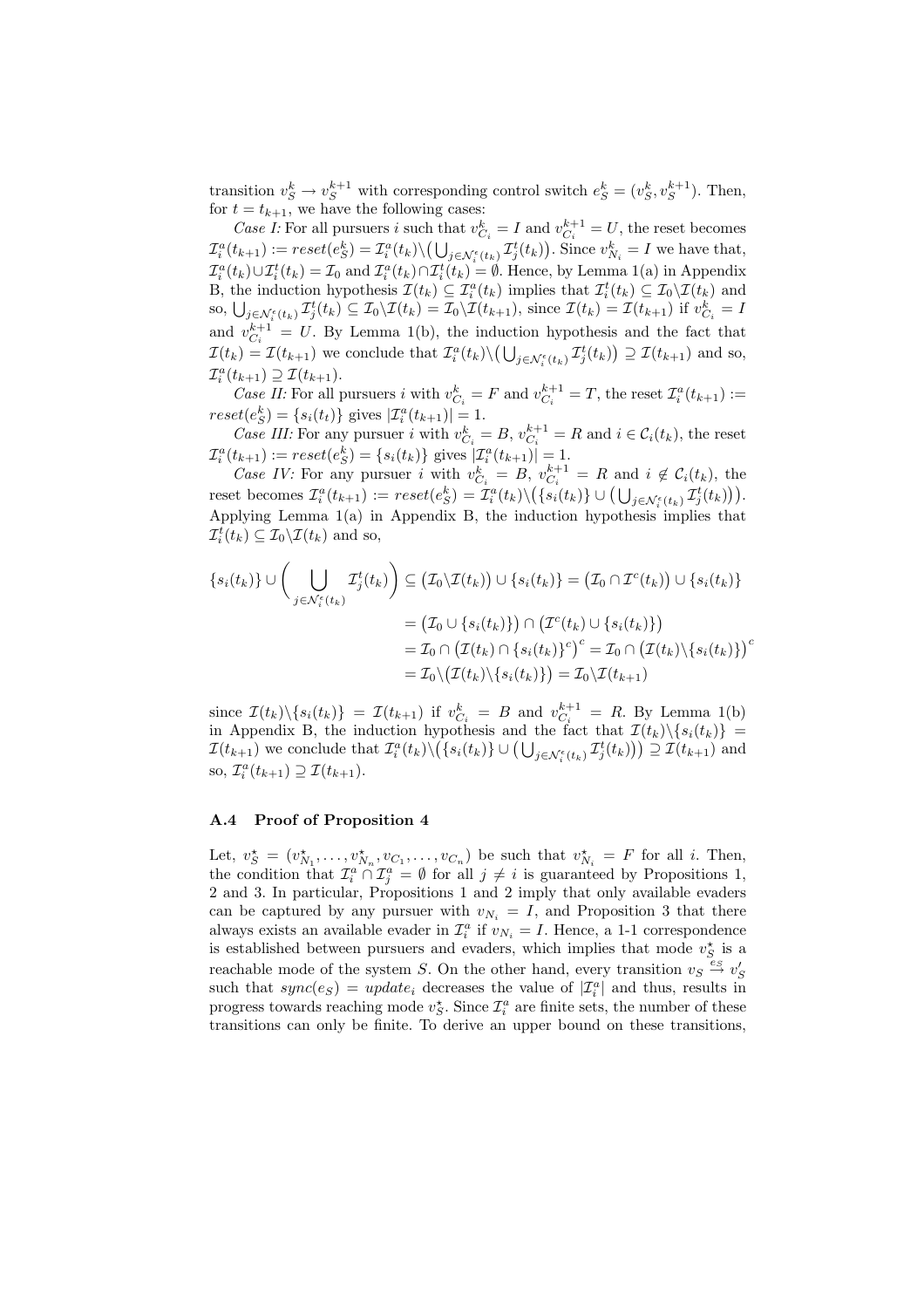transition $v_S^k \to v_S^{k+1}$ with corresponding control switch $e_S^k = (v_S^k, v_S^{k+1})$. Then, for $t = t_{k+1}$, we have the following cases:

*Case I:* For all pursuers $i$ such that $v_{C_i}^k = I$ and $v_{C_i}^{k+1} = U$, the reset becomes $\mathcal{I}_i^a(t_{k+1}) := reset(e_S^k) = \mathcal{I}_i^a(t_k) \backslash \big( \bigcup_{j \in \mathcal{N}_i^\epsilon(t_k)} \mathcal{I}_j^t(t_k) \big)$. Since $v_{N_i}^k = I$ we have that, $\mathcal{I}_i^a(t_k) \cup \mathcal{I}_i^t(t_k) = \mathcal{I}_0$ and $\mathcal{I}_i^a(t_k) \cap \mathcal{I}_i^t(t_k) = \emptyset$. Hence, by Lemma 1(a) in Appendix B, the induction hypothesis $\mathcal{I}(t_k) \subseteq \mathcal{I}_i^a(t_k)$ implies that $\mathcal{I}_i^t(t_k) \subseteq \mathcal{I}_0 \backslash \mathcal{I}(t_k)$ and so, $\bigcup_{j \in \mathcal{N}_i^\epsilon(t_k)} \mathcal{I}_j^t(t_k) \subseteq \mathcal{I}_0 \backslash \mathcal{I}(t_k) = \mathcal{I}_0 \backslash \mathcal{I}(t_{k+1})$, since $\mathcal{I}(t_k) = \mathcal{I}(t_{k+1})$ if $v_{C_i}^k = I$ and $v_{C_i}^{k+1} = U$. By Lemma 1(b), the induction hypothesis and the fact that $\mathcal{I}(t_k) = \mathcal{I}(t_{k+1})$ we conclude that $\mathcal{I}_i^a(t_k) \backslash \big( \bigcup_{j \in \mathcal{N}_i^\epsilon(t_k)} \mathcal{I}_j^t(t_k) \big) \supseteq \mathcal{I}(t_{k+1})$ and so, $\mathcal{I}_i^a(t_{k+1}) \supseteq \mathcal{I}(t_{k+1})$.

*Case II:* For all pursuers $i$ with $v_{C_i}^k = F$ and $v_{C_i}^{k+1} = T$, the reset $\mathcal{I}_i^a(t_{k+1}) := reset(e_S^k) = \{s_i(t_t)\}$ gives $|\mathcal{I}_i^a(t_{k+1})| = 1$.

*Case III:* For any pursuer $i$ with $v_{C_i}^k = B$, $v_{C_i}^{k+1} = R$ and $i \in \mathcal{C}_i(t_k)$, the reset $\mathcal{I}_i^a(t_{k+1}) := reset(e_S^k) = \{s_i(t_k)\}$ gives $|\mathcal{I}_i^a(t_{k+1})| = 1$.

*Case IV:* For any pursuer $i$ with $v_{C_i}^k = B$, $v_{C_i}^{k+1} = R$ and $i \notin \mathcal{C}_i(t_k)$, the reset becomes $\mathcal{I}_i^a(t_{k+1}) := reset(e_S^k) = \mathcal{I}_i^a(t_k) \backslash \big( \{s_i(t_k)\} \cup \big( \bigcup_{j \in \mathcal{N}_i^\epsilon(t_k)} \mathcal{I}_j^t(t_k) \big) \big)$. Applying Lemma 1(a) in Appendix B, the induction hypothesis implies that $\mathcal{I}_i^t(t_k) \subseteq \mathcal{I}_0 \backslash \mathcal{I}(t_k)$ and so,

$$
\begin{aligned}
\{s_i(t_k)\} \cup \Bigg( \bigcup_{j \in \mathcal{N}_i^\epsilon(t_k)} \mathcal{I}_j^t(t_k) \Bigg) &\subseteq \big( \mathcal{I}_0 \backslash \mathcal{I}(t_k) \big) \cup \{s_i(t_k)\} = \big( \mathcal{I}_0 \cap \mathcal{I}^c(t_k) \big) \cup \{s_i(t_k)\} \\
&= \big( \mathcal{I}_0 \cup \{s_i(t_k)\} \big) \cap \big( \mathcal{I}^c(t_k) \cup \{s_i(t_k)\} \big) \\
&= \mathcal{I}_0 \cap \big( \mathcal{I}(t_k) \cap \{s_i(t_k)\}^c \big)^c = \mathcal{I}_0 \cap \big( \mathcal{I}(t_k) \backslash \{s_i(t_k)\} \big)^c \\
&= \mathcal{I}_0 \backslash \big( \mathcal{I}(t_k) \backslash \{s_i(t_k)\} \big) = \mathcal{I}_0 \backslash \mathcal{I}(t_{k+1})
\end{aligned}
$$

since $\mathcal{I}(t_k) \backslash \{s_i(t_k)\} = \mathcal{I}(t_{k+1})$ if $v_{C_i}^k = B$ and $v_{C_i}^{k+1} = R$. By Lemma 1(b) in Appendix B, the induction hypothesis and the fact that $\mathcal{I}(t_k) \backslash \{s_i(t_k)\} = \mathcal{I}(t_{k+1})$ we conclude that $\mathcal{I}_i^a(t_k) \backslash \big( \{s_i(t_k)\} \cup \big( \bigcup_{j \in \mathcal{N}_i^\epsilon(t_k)} \mathcal{I}_j^t(t_k) \big) \big) \supseteq \mathcal{I}(t_{k+1})$ and so, $\mathcal{I}_i^a(t_{k+1}) \supseteq \mathcal{I}(t_{k+1})$.

### A.4 Proof of Proposition 4

Let, $v_S^\star = (v_{N_1}^\star, \dots, v_{N_n}^\star, v_{C_1}, \dots, v_{C_n})$ be such that $v_{N_i}^\star = F$ for all $i$. Then, the condition that $\mathcal{I}_i^a \cap \mathcal{I}_j^a = \emptyset$ for all $j \neq i$ is guaranteed by Propositions 1, 2 and 3. In particular, Propositions 1 and 2 imply that only available evaders can be captured by any pursuer with $v_{N_i} = I$, and Proposition 3 that there always exists an available evader in $\mathcal{I}_i^a$ if $v_{N_i} = I$. Hence, a 1-1 correspondence is established between pursuers and evaders, which implies that mode $v_S^\star$ is a reachable mode of the system $S$. On the other hand, every transition $v_S \xrightarrow{e_S} v_S'$ such that $sync(e_S) = update_i$ decreases the value of $|\mathcal{I}_i^a|$ and thus, results in progress towards reaching mode $v_S^\star$. Since $\mathcal{I}_i^a$ are finite sets, the number of these transitions can only be finite. To derive an upper bound on these transitions,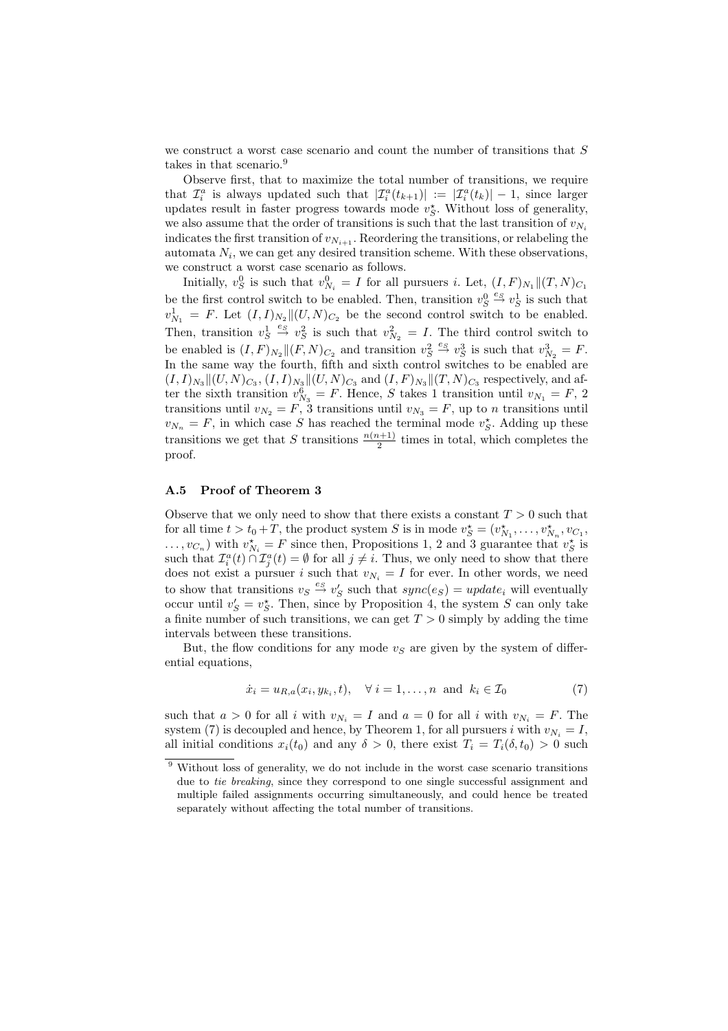we construct a worst case scenario and count the number of transitions that $S$ takes in that scenario.[9]

Observe first, that to maximize the total number of transitions, we require that $\mathcal{I}_i^a$ is always updated such that $|\mathcal{I}_i^a(t_{k+1})| := |\mathcal{I}_i^a(t_k)| - 1$, since larger updates result in faster progress towards mode $v_S^\star$. Without loss of generality, we also assume that the order of transitions is such that the last transition of $v_{N_i}$ indicates the first transition of $v_{N_{i+1}}$. Reordering the transitions, or relabeling the automata $N_i$, we can get any desired transition scheme. With these observations, we construct a worst case scenario as follows.

Initially, $v_S^0$ is such that $v_{N_i}^0 = I$ for all pursuers $i$. Let, $(I,F)_{N_1} \| (T,N)_{C_1}$ be the first control switch to be enabled. Then, transition $v_S^0 \xrightarrow{e_S} v_S^1$ is such that $v_{N_1}^1 = F$. Let $(I,I)_{N_2} \| (U,N)_{C_2}$ be the second control switch to be enabled. Then, transition $v_S^1 \xrightarrow{e_S} v_S^2$ is such that $v_{N_2}^2 = I$. The third control switch to be enabled is $(I,F)_{N_2} \| (F,N)_{C_2}$ and transition $v_S^2 \xrightarrow{e_S} v_S^3$ is such that $v_{N_2}^3 = F$. In the same way the fourth, fifth and sixth control switches to be enabled are $(I,I)_{N_3} \| (U,N)_{C_3}$, $(I,I)_{N_3} \| (U,N)_{C_3}$ and $(I,F)_{N_3} \| (T,N)_{C_3}$ respectively, and after the sixth transition $v_{N_3}^6 = F$. Hence, $S$ takes 1 transition until $v_{N_1} = F$, 2 transitions until $v_{N_2} = F$, 3 transitions until $v_{N_3} = F$, up to $n$ transitions until $v_{N_n} = F$, in which case $S$ has reached the terminal mode $v_S^\star$. Adding up these transitions we get that $S$ transitions $\frac{n(n+1)}{2}$ times in total, which completes the proof.

### A.5 Proof of Theorem 3

Observe that we only need to show that there exists a constant $T > 0$ such that for all time $t > t_0 + T$, the product system $S$ is in mode $v_S^\star = (v_{N_1}^\star, \ldots, v_{N_n}^\star, v_{C_1}, \ldots, v_{C_n})$ with $v_{N_i}^\star = F$ since then, Propositions 1, 2 and 3 guarantee that $v_S^\star$ is such that $\mathcal{I}_i^a(t) \cap \mathcal{I}_j^a(t) = \emptyset$ for all $j \neq i$. Thus, we only need to show that there does not exist a pursuer $i$ such that $v_{N_i} = I$ for ever. In other words, we need to show that transitions $v_S \xrightarrow{e_S} v_S'$ such that $sync(e_S) = update_i$ will eventually occur until $v_S' = v_S^\star$. Then, since by Proposition 4, the system $S$ can only take a finite number of such transitions, we can get $T > 0$ simply by adding the time intervals between these transitions.

But, the flow conditions for any mode $v_S$ are given by the system of differential equations,

$$\dot{x}_i = u_{R,a}(x_i, y_{k_i}, t), \quad \forall\, i = 1, \ldots, n \ \text{ and } \ k_i \in \mathcal{I}_0 \tag{7}$$

such that $a > 0$ for all $i$ with $v_{N_i} = I$ and $a = 0$ for all $i$ with $v_{N_i} = F$. The system (7) is decoupled and hence, by Theorem 1, for all pursuers $i$ with $v_{N_i} = I$, all initial conditions $x_i(t_0)$ and any $\delta > 0$, there exist $T_i = T_i(\delta, t_0) > 0$ such

[9] Without loss of generality, we do not include in the worst case scenario transitions due to *tie breaking*, since they correspond to one single successful assignment and multiple failed assignments occurring simultaneously, and could hence be treated separately without affecting the total number of transitions.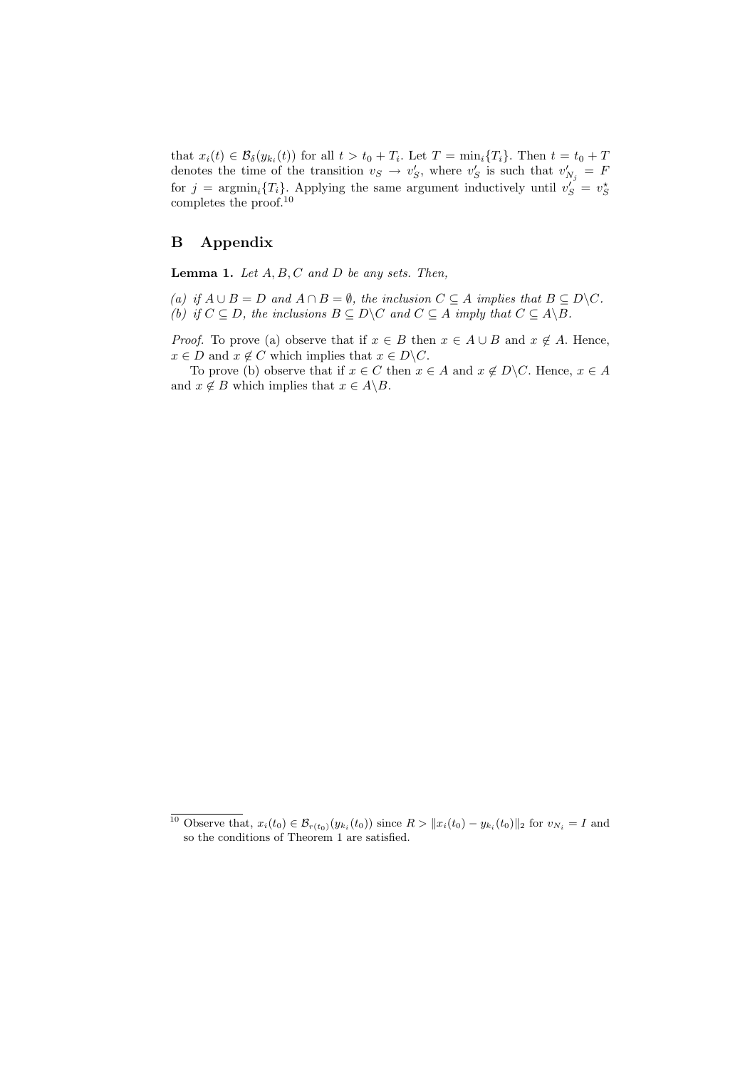that $x_i(t) \in \mathcal{B}_\delta(y_{k_i}(t))$ for all $t > t_0 + T_i$. Let $T = \min_i\{T_i\}$. Then $t = t_0 + T$ denotes the time of the transition $v_S \rightarrow v'_S$, where $v'_S$ is such that $v'_{N_j} = F$ for $j = \mathrm{argmin}_i\{T_i\}$. Applying the same argument inductively until $v'_S = v^\star_S$ completes the proof.[10]

## B Appendix

**Lemma 1.** *Let $A, B, C$ and $D$ be any sets. Then,*

*(a) if $A \cup B = D$ and $A \cap B = \emptyset$, the inclusion $C \subseteq A$ implies that $B \subseteq D \backslash C$.*
*(b) if $C \subseteq D$, the inclusions $B \subseteq D \backslash C$ and $C \subseteq A$ imply that $C \subseteq A \backslash B$.*

*Proof.* To prove (a) observe that if $x \in B$ then $x \in A \cup B$ and $x \notin A$. Hence, $x \in D$ and $x \notin C$ which implies that $x \in D \backslash C$.

To prove (b) observe that if $x \in C$ then $x \in A$ and $x \notin D \backslash C$. Hence, $x \in A$ and $x \notin B$ which implies that $x \in A \backslash B$.

[10] Observe that, $x_i(t_0) \in \mathcal{B}_{r(t_0)}(y_{k_i}(t_0))$ since $R > \|x_i(t_0) - y_{k_i}(t_0)\|_2$ for $v_{N_i} = I$ and so the conditions of Theorem 1 are satisfied.